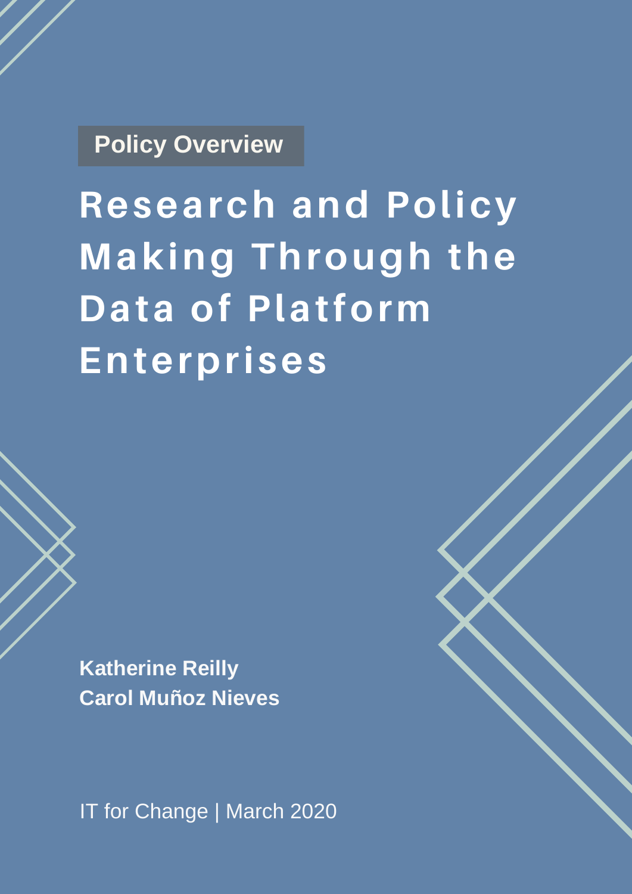Policy Overview

# Research and Policy Making Through the Data of Platform Enterprises

**Katherine Reilly**
**Carol Muñoz Nieves**

IT for Change | March 2020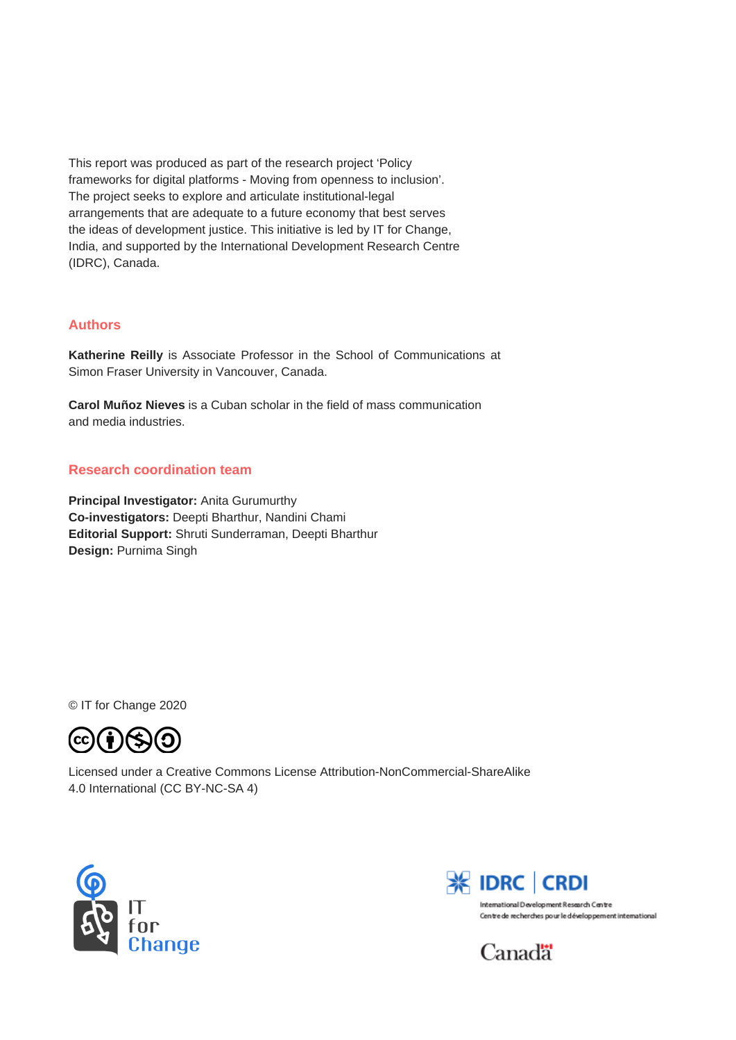This report was produced as part of the research project 'Policy frameworks for digital platforms - Moving from openness to inclusion'. The project seeks to explore and articulate institutional-legal arrangements that are adequate to a future economy that best serves the ideas of development justice. This initiative is led by IT for Change, India, and supported by the International Development Research Centre (IDRC), Canada.

## Authors

**Katherine Reilly** is Associate Professor in the School of Communications at Simon Fraser University in Vancouver, Canada.

**Carol Muñoz Nieves** is a Cuban scholar in the field of mass communication and media industries.

## Research coordination team

**Principal Investigator:** Anita Gurumurthy
**Co-investigators:** Deepti Bharthur, Nandini Chami
**Editorial Support:** Shruti Sunderraman, Deepti Bharthur
**Design:** Purnima Singh

© IT for Change 2020

Licensed under a Creative Commons License Attribution-NonCommercial-ShareAlike 4.0 International (CC BY-NC-SA 4)

IT for Change

IDRC | CRDI
International Development Research Centre
Centre de recherches pour le développement international

Canada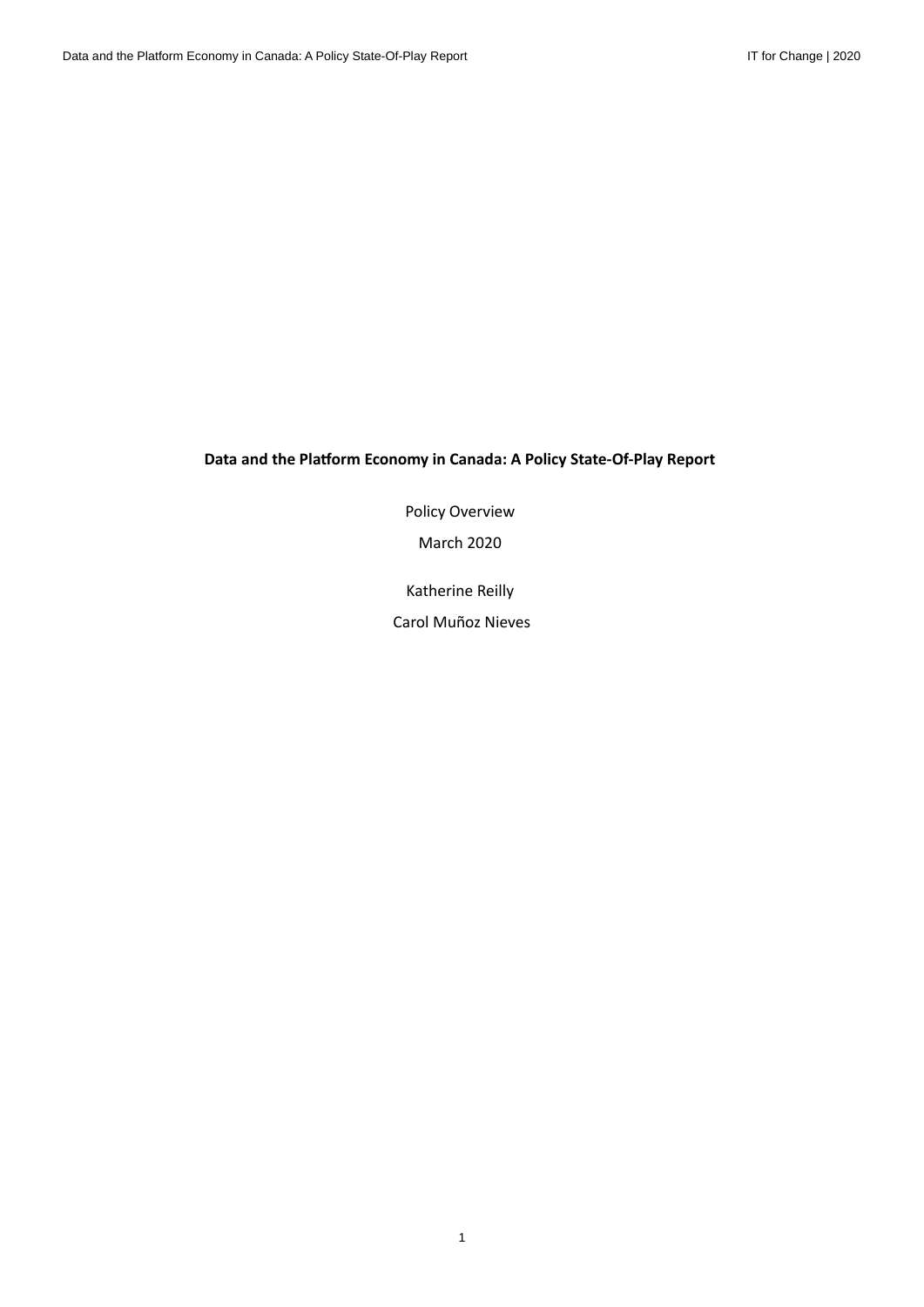**Data and the Platform Economy in Canada: A Policy State-Of-Play Report**

Policy Overview

March 2020

Katherine Reilly

Carol Muñoz Nieves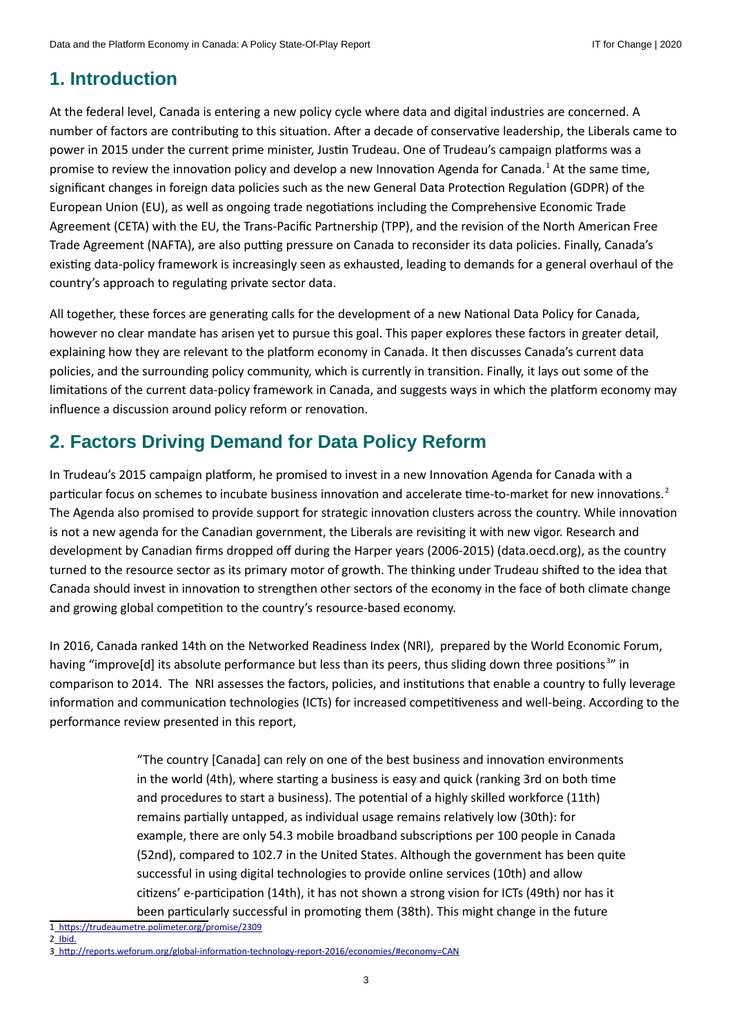## 1. Introduction

At the federal level, Canada is entering a new policy cycle where data and digital industries are concerned. A number of factors are contributing to this situation. After a decade of conservative leadership, the Liberals came to power in 2015 under the current prime minister, Justin Trudeau. One of Trudeau's campaign platforms was a promise to review the innovation policy and develop a new Innovation Agenda for Canada.[1] At the same time, significant changes in foreign data policies such as the new General Data Protection Regulation (GDPR) of the European Union (EU), as well as ongoing trade negotiations including the Comprehensive Economic Trade Agreement (CETA) with the EU, the Trans-Pacific Partnership (TPP), and the revision of the North American Free Trade Agreement (NAFTA), are also putting pressure on Canada to reconsider its data policies. Finally, Canada's existing data-policy framework is increasingly seen as exhausted, leading to demands for a general overhaul of the country's approach to regulating private sector data.

All together, these forces are generating calls for the development of a new National Data Policy for Canada, however no clear mandate has arisen yet to pursue this goal. This paper explores these factors in greater detail, explaining how they are relevant to the platform economy in Canada. It then discusses Canada's current data policies, and the surrounding policy community, which is currently in transition. Finally, it lays out some of the limitations of the current data-policy framework in Canada, and suggests ways in which the platform economy may influence a discussion around policy reform or renovation.

## 2. Factors Driving Demand for Data Policy Reform

In Trudeau's 2015 campaign platform, he promised to invest in a new Innovation Agenda for Canada with a particular focus on schemes to incubate business innovation and accelerate time-to-market for new innovations.[2] The Agenda also promised to provide support for strategic innovation clusters across the country. While innovation is not a new agenda for the Canadian government, the Liberals are revisiting it with new vigor. Research and development by Canadian firms dropped off during the Harper years (2006-2015) (data.oecd.org), as the country turned to the resource sector as its primary motor of growth. The thinking under Trudeau shifted to the idea that Canada should invest in innovation to strengthen other sectors of the economy in the face of both climate change and growing global competition to the country's resource-based economy.

In 2016, Canada ranked 14th on the Networked Readiness Index (NRI), prepared by the World Economic Forum, having "improve[d] its absolute performance but less than its peers, thus sliding down three positions[3]" in comparison to 2014. The NRI assesses the factors, policies, and institutions that enable a country to fully leverage information and communication technologies (ICTs) for increased competitiveness and well-being. According to the performance review presented in this report,

> "The country [Canada] can rely on one of the best business and innovation environments in the world (4th), where starting a business is easy and quick (ranking 3rd on both time and procedures to start a business). The potential of a highly skilled workforce (11th) remains partially untapped, as individual usage remains relatively low (30th): for example, there are only 54.3 mobile broadband subscriptions per 100 people in Canada (52nd), compared to 102.7 in the United States. Although the government has been quite successful in using digital technologies to provide online services (10th) and allow citizens' e-participation (14th), it has not shown a strong vision for ICTs (49th) nor has it been particularly successful in promoting them (38th). This might change in the future

---

1 https://trudeaumetre.polimeter.org/promise/2309

2 Ibid.

3 http://reports.weforum.org/global-information-technology-report-2016/economies/#economy=CAN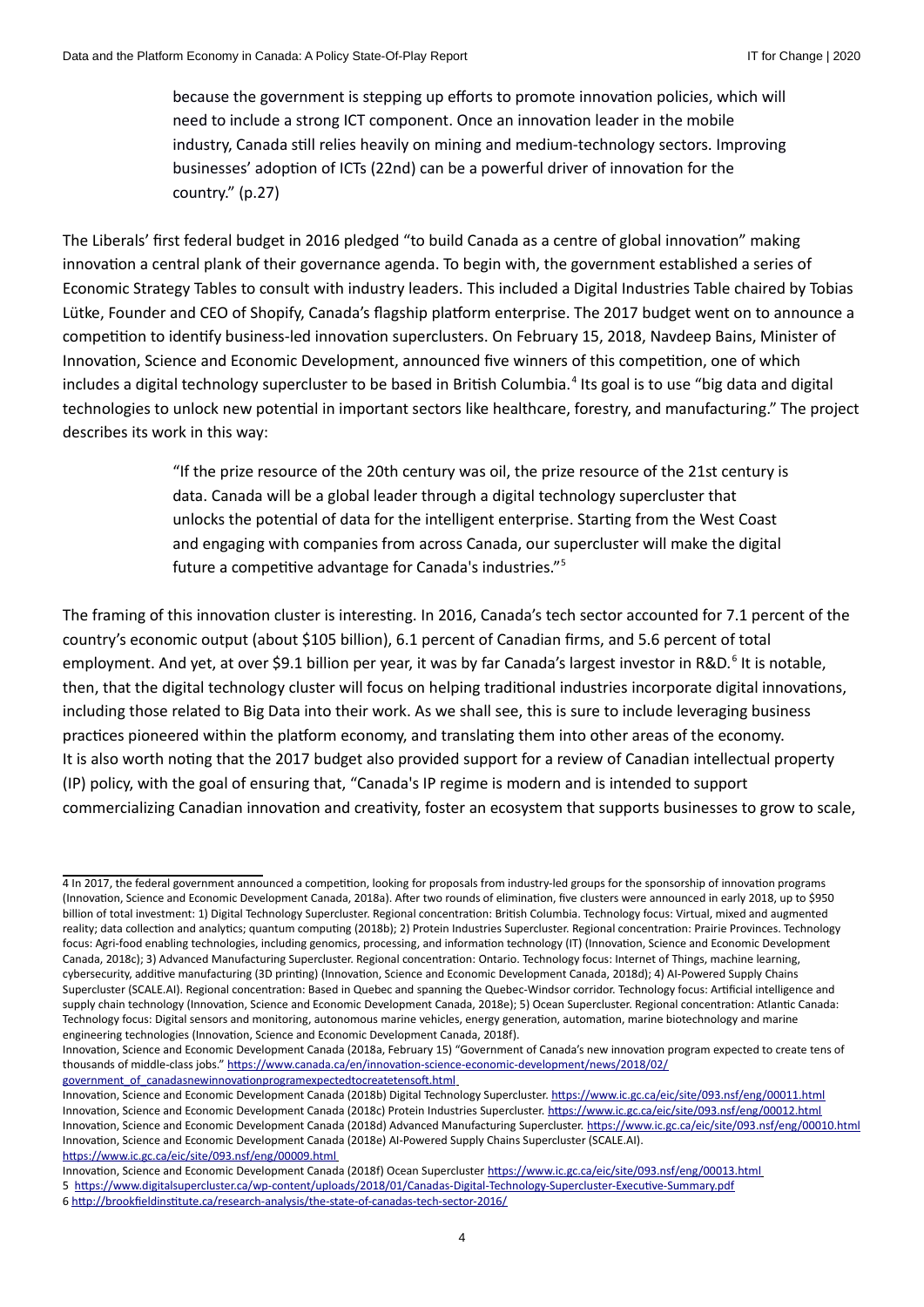> because the government is stepping up efforts to promote innovation policies, which will need to include a strong ICT component. Once an innovation leader in the mobile industry, Canada still relies heavily on mining and medium-technology sectors. Improving businesses' adoption of ICTs (22nd) can be a powerful driver of innovation for the country." (p.27)

The Liberals' first federal budget in 2016 pledged "to build Canada as a centre of global innovation" making innovation a central plank of their governance agenda. To begin with, the government established a series of Economic Strategy Tables to consult with industry leaders. This included a Digital Industries Table chaired by Tobias Lütke, Founder and CEO of Shopify, Canada's flagship platform enterprise. The 2017 budget went on to announce a competition to identify business-led innovation superclusters. On February 15, 2018, Navdeep Bains, Minister of Innovation, Science and Economic Development, announced five winners of this competition, one of which includes a digital technology supercluster to be based in British Columbia.[4] Its goal is to use "big data and digital technologies to unlock new potential in important sectors like healthcare, forestry, and manufacturing." The project describes its work in this way:

> "If the prize resource of the 20th century was oil, the prize resource of the 21st century is data. Canada will be a global leader through a digital technology supercluster that unlocks the potential of data for the intelligent enterprise. Starting from the West Coast and engaging with companies from across Canada, our supercluster will make the digital future a competitive advantage for Canada's industries."[5]

The framing of this innovation cluster is interesting. In 2016, Canada's tech sector accounted for 7.1 percent of the country's economic output (about $105 billion), 6.1 percent of Canadian firms, and 5.6 percent of total employment. And yet, at over $9.1 billion per year, it was by far Canada's largest investor in R&D.[6] It is notable, then, that the digital technology cluster will focus on helping traditional industries incorporate digital innovations, including those related to Big Data into their work. As we shall see, this is sure to include leveraging business practices pioneered within the platform economy, and translating them into other areas of the economy. It is also worth noting that the 2017 budget also provided support for a review of Canadian intellectual property (IP) policy, with the goal of ensuring that, "Canada's IP regime is modern and is intended to support commercializing Canadian innovation and creativity, foster an ecosystem that supports businesses to grow to scale,

---

4 In 2017, the federal government announced a competition, looking for proposals from industry-led groups for the sponsorship of innovation programs (Innovation, Science and Economic Development Canada, 2018a). After two rounds of elimination, five clusters were announced in early 2018, up to $950 billion of total investment: 1) Digital Technology Supercluster. Regional concentration: British Columbia. Technology focus: Virtual, mixed and augmented reality; data collection and analytics; quantum computing (2018b); 2) Protein Industries Supercluster. Regional concentration: Prairie Provinces. Technology focus: Agri-food enabling technologies, including genomics, processing, and information technology (IT) (Innovation, Science and Economic Development Canada, 2018c); 3) Advanced Manufacturing Supercluster. Regional concentration: Ontario. Technology focus: Internet of Things, machine learning, cybersecurity, additive manufacturing (3D printing) (Innovation, Science and Economic Development Canada, 2018d); 4) AI-Powered Supply Chains Supercluster (SCALE.AI). Regional concentration: Based in Quebec and spanning the Quebec-Windsor corridor. Technology focus: Artificial intelligence and supply chain technology (Innovation, Science and Economic Development Canada, 2018e); 5) Ocean Supercluster. Regional concentration: Atlantic Canada: Technology focus: Digital sensors and monitoring, autonomous marine vehicles, energy generation, automation, marine biotechnology and marine engineering technologies (Innovation, Science and Economic Development Canada, 2018f).

Innovation, Science and Economic Development Canada (2018a, February 15) "Government of Canada's new innovation program expected to create tens of thousands of middle-class jobs." https://www.canada.ca/en/innovation-science-economic-development/news/2018/02/government_of_canadasnewinnovationprogramexpectedtocreatetensoft.html

Innovation, Science and Economic Development Canada (2018b) Digital Technology Supercluster. https://www.ic.gc.ca/eic/site/093.nsf/eng/00011.html

Innovation, Science and Economic Development Canada (2018c) Protein Industries Supercluster. https://www.ic.gc.ca/eic/site/093.nsf/eng/00012.html

Innovation, Science and Economic Development Canada (2018d) Advanced Manufacturing Supercluster. https://www.ic.gc.ca/eic/site/093.nsf/eng/00010.html

Innovation, Science and Economic Development Canada (2018e) AI-Powered Supply Chains Supercluster (SCALE.AI). https://www.ic.gc.ca/eic/site/093.nsf/eng/00009.html

Innovation, Science and Economic Development Canada (2018f) Ocean Supercluster https://www.ic.gc.ca/eic/site/093.nsf/eng/00013.html

5 https://www.digitalsupercluster.ca/wp-content/uploads/2018/01/Canadas-Digital-Technology-Supercluster-Executive-Summary.pdf

6 http://brookfieldinstitute.ca/research-analysis/the-state-of-canadas-tech-sector-2016/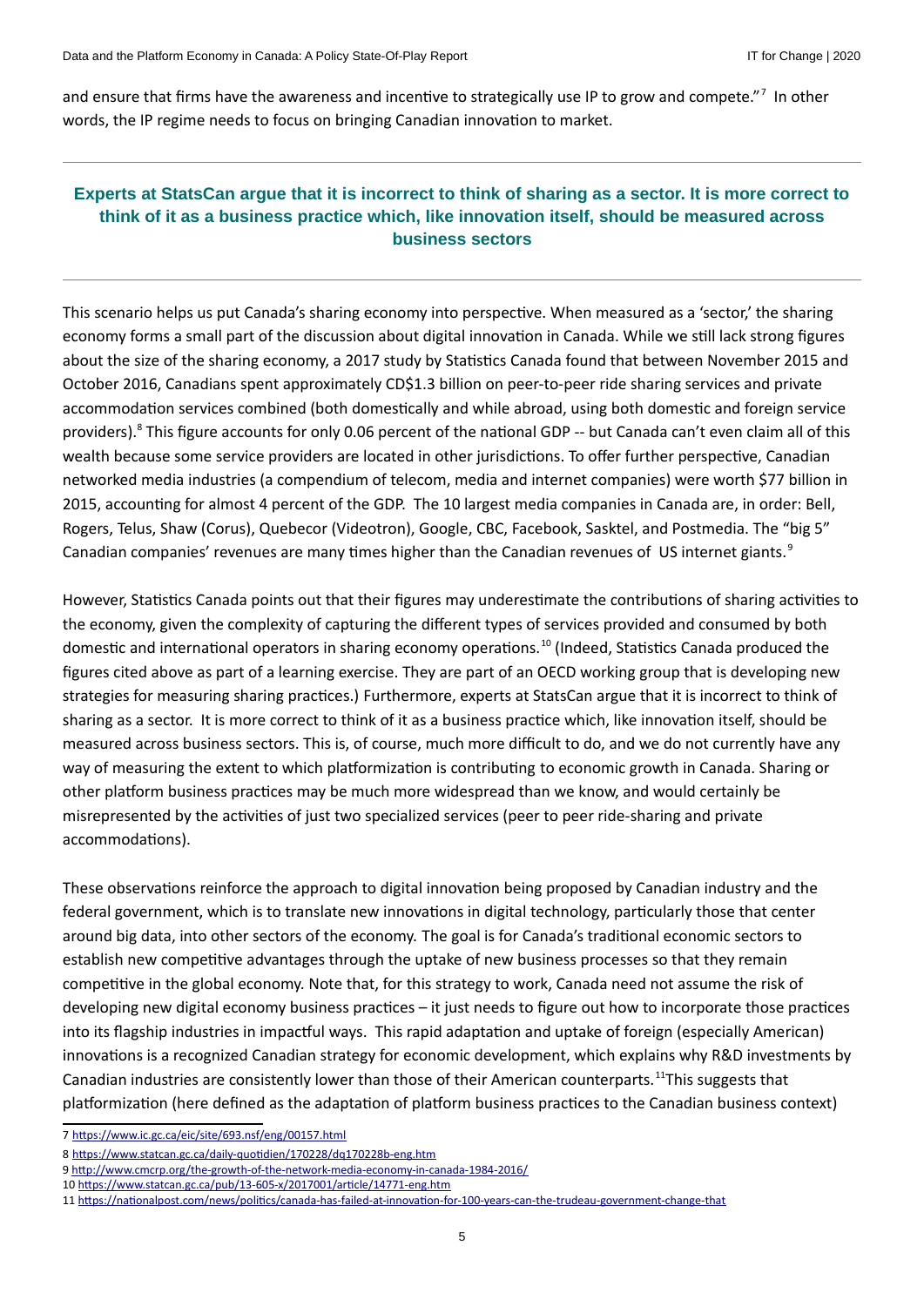and ensure that firms have the awareness and incentive to strategically use IP to grow and compete."[7] In other words, the IP regime needs to focus on bringing Canadian innovation to market.

---

**Experts at StatsCan argue that it is incorrect to think of sharing as a sector. It is more correct to think of it as a business practice which, like innovation itself, should be measured across business sectors**

---

This scenario helps us put Canada's sharing economy into perspective. When measured as a 'sector,' the sharing economy forms a small part of the discussion about digital innovation in Canada. While we still lack strong figures about the size of the sharing economy, a 2017 study by Statistics Canada found that between November 2015 and October 2016, Canadians spent approximately CD$1.3 billion on peer-to-peer ride sharing services and private accommodation services combined (both domestically and while abroad, using both domestic and foreign service providers).[8] This figure accounts for only 0.06 percent of the national GDP -- but Canada can't even claim all of this wealth because some service providers are located in other jurisdictions. To offer further perspective, Canadian networked media industries (a compendium of telecom, media and internet companies) were worth $77 billion in 2015, accounting for almost 4 percent of the GDP. The 10 largest media companies in Canada are, in order: Bell, Rogers, Telus, Shaw (Corus), Quebecor (Videotron), Google, CBC, Facebook, Sasktel, and Postmedia. The "big 5" Canadian companies' revenues are many times higher than the Canadian revenues of US internet giants.[9]

However, Statistics Canada points out that their figures may underestimate the contributions of sharing activities to the economy, given the complexity of capturing the different types of services provided and consumed by both domestic and international operators in sharing economy operations.[10] (Indeed, Statistics Canada produced the figures cited above as part of a learning exercise. They are part of an OECD working group that is developing new strategies for measuring sharing practices.) Furthermore, experts at StatsCan argue that it is incorrect to think of sharing as a sector. It is more correct to think of it as a business practice which, like innovation itself, should be measured across business sectors. This is, of course, much more difficult to do, and we do not currently have any way of measuring the extent to which platformization is contributing to economic growth in Canada. Sharing or other platform business practices may be much more widespread than we know, and would certainly be misrepresented by the activities of just two specialized services (peer to peer ride-sharing and private accommodations).

These observations reinforce the approach to digital innovation being proposed by Canadian industry and the federal government, which is to translate new innovations in digital technology, particularly those that center around big data, into other sectors of the economy. The goal is for Canada's traditional economic sectors to establish new competitive advantages through the uptake of new business processes so that they remain competitive in the global economy. Note that, for this strategy to work, Canada need not assume the risk of developing new digital economy business practices – it just needs to figure out how to incorporate those practices into its flagship industries in impactful ways. This rapid adaptation and uptake of foreign (especially American) innovations is a recognized Canadian strategy for economic development, which explains why R&D investments by Canadian industries are consistently lower than those of their American counterparts.[11]This suggests that platformization (here defined as the adaptation of platform business practices to the Canadian business context)

---

7 https://www.ic.gc.ca/eic/site/693.nsf/eng/00157.html

8 https://www.statcan.gc.ca/daily-quotidien/170228/dq170228b-eng.htm

9 http://www.cmcrp.org/the-growth-of-the-network-media-economy-in-canada-1984-2016/

10 https://www.statcan.gc.ca/pub/13-605-x/2017001/article/14771-eng.htm

11 https://nationalpost.com/news/politics/canada-has-failed-at-innovation-for-100-years-can-the-trudeau-government-change-that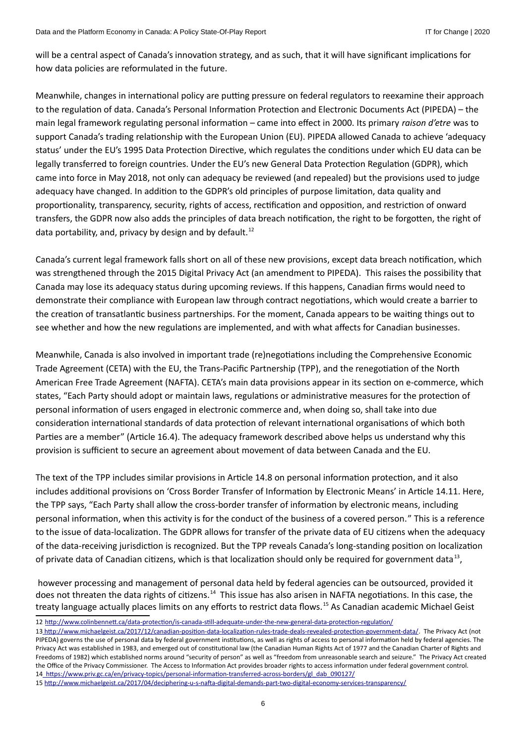will be a central aspect of Canada's innovation strategy, and as such, that it will have significant implications for how data policies are reformulated in the future.

Meanwhile, changes in international policy are putting pressure on federal regulators to reexamine their approach to the regulation of data. Canada's Personal Information Protection and Electronic Documents Act (PIPEDA) – the main legal framework regulating personal information – came into effect in 2000. Its primary *raison d'etre* was to support Canada's trading relationship with the European Union (EU). PIPEDA allowed Canada to achieve 'adequacy status' under the EU's 1995 Data Protection Directive, which regulates the conditions under which EU data can be legally transferred to foreign countries. Under the EU's new General Data Protection Regulation (GDPR), which came into force in May 2018, not only can adequacy be reviewed (and repealed) but the provisions used to judge adequacy have changed. In addition to the GDPR's old principles of purpose limitation, data quality and proportionality, transparency, security, rights of access, rectification and opposition, and restriction of onward transfers, the GDPR now also adds the principles of data breach notification, the right to be forgotten, the right of data portability, and, privacy by design and by default.[12]

Canada's current legal framework falls short on all of these new provisions, except data breach notification, which was strengthened through the 2015 Digital Privacy Act (an amendment to PIPEDA). This raises the possibility that Canada may lose its adequacy status during upcoming reviews. If this happens, Canadian firms would need to demonstrate their compliance with European law through contract negotiations, which would create a barrier to the creation of transatlantic business partnerships. For the moment, Canada appears to be waiting things out to see whether and how the new regulations are implemented, and with what affects for Canadian businesses.

Meanwhile, Canada is also involved in important trade (re)negotiations including the Comprehensive Economic Trade Agreement (CETA) with the EU, the Trans-Pacific Partnership (TPP), and the renegotiation of the North American Free Trade Agreement (NAFTA). CETA's main data provisions appear in its section on e-commerce, which states, "Each Party should adopt or maintain laws, regulations or administrative measures for the protection of personal information of users engaged in electronic commerce and, when doing so, shall take into due consideration international standards of data protection of relevant international organisations of which both Parties are a member" (Article 16.4). The adequacy framework described above helps us understand why this provision is sufficient to secure an agreement about movement of data between Canada and the EU.

The text of the TPP includes similar provisions in Article 14.8 on personal information protection, and it also includes additional provisions on 'Cross Border Transfer of Information by Electronic Means' in Article 14.11. Here, the TPP says, "Each Party shall allow the cross-border transfer of information by electronic means, including personal information, when this activity is for the conduct of the business of a covered person." This is a reference to the issue of data-localization. The GDPR allows for transfer of the private data of EU citizens when the adequacy of the data-receiving jurisdiction is recognized. But the TPP reveals Canada's long-standing position on localization of private data of Canadian citizens, which is that localization should only be required for government data[13],

however processing and management of personal data held by federal agencies can be outsourced, provided it does not threaten the data rights of citizens.[14] This issue has also arisen in NAFTA negotiations. In this case, the treaty language actually places limits on any efforts to restrict data flows.[15] As Canadian academic Michael Geist

12 http://www.colinbennett.ca/data-protection/is-canada-still-adequate-under-the-new-general-data-protection-regulation/

13 http://www.michaelgeist.ca/2017/12/canadian-position-data-localization-rules-trade-deals-revealed-protection-government-data/. The Privacy Act (not PIPEDA) governs the use of personal data by federal government institutions, as well as rights of access to personal information held by federal agencies. The Privacy Act was established in 1983, and emerged out of constitutional law (the Canadian Human Rights Act of 1977 and the Canadian Charter of Rights and Freedoms of 1982) which established norms around "security of person" as well as "freedom from unreasonable search and seizure." The Privacy Act created the Office of the Privacy Commissioner. The Access to Information Act provides broader rights to access information under federal government control.

14 https://www.priv.gc.ca/en/privacy-topics/personal-information-transferred-across-borders/gl_dab_090127/

15 http://www.michaelgeist.ca/2017/04/deciphering-u-s-nafta-digital-demands-part-two-digital-economy-services-transparency/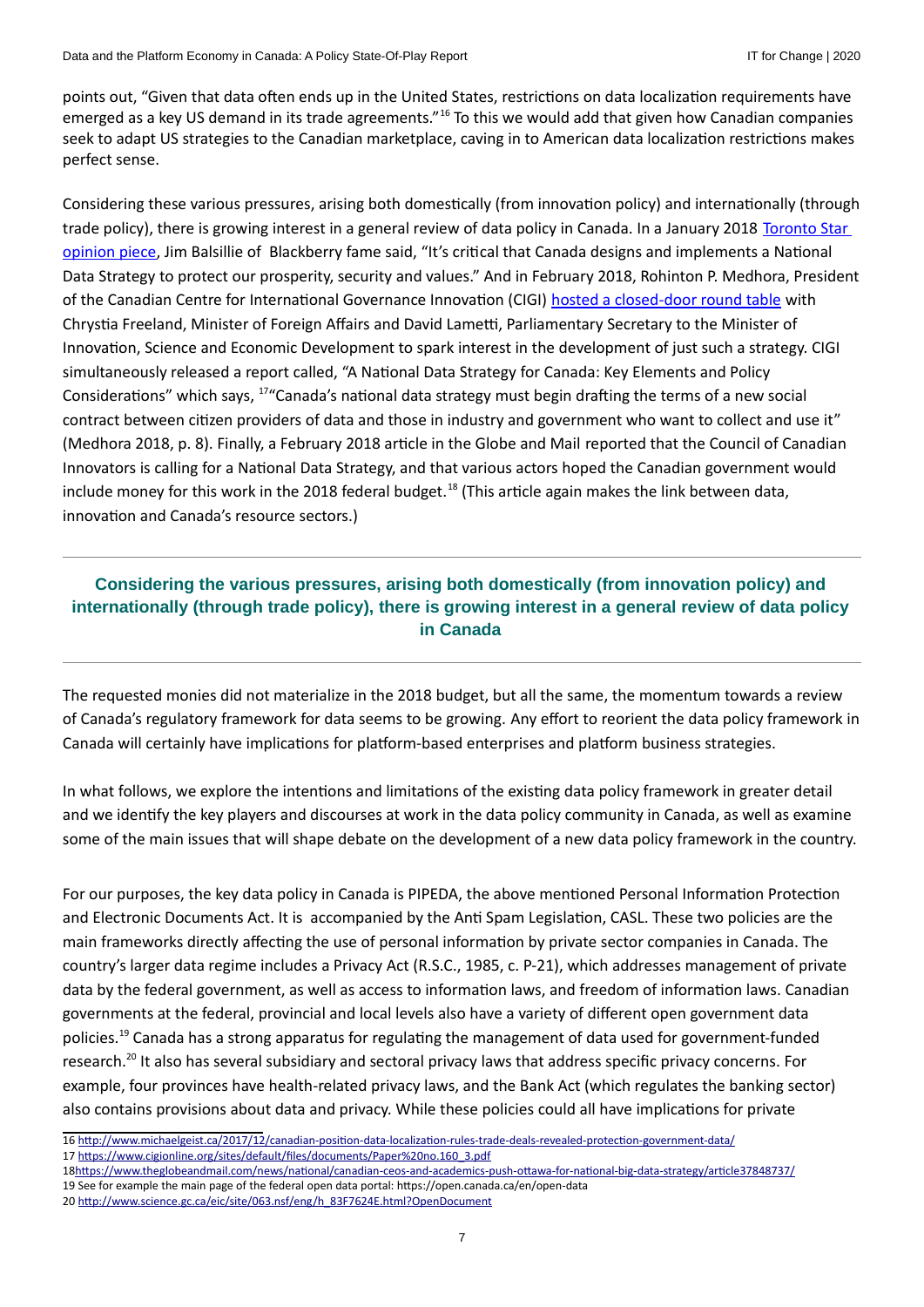points out, "Given that data often ends up in the United States, restrictions on data localization requirements have emerged as a key US demand in its trade agreements."[16] To this we would add that given how Canadian companies seek to adapt US strategies to the Canadian marketplace, caving in to American data localization restrictions makes perfect sense.

Considering these various pressures, arising both domestically (from innovation policy) and internationally (through trade policy), there is growing interest in a general review of data policy in Canada. In a January 2018 Toronto Star opinion piece, Jim Balsillie of Blackberry fame said, "It's critical that Canada designs and implements a National Data Strategy to protect our prosperity, security and values." And in February 2018, Rohinton P. Medhora, President of the Canadian Centre for International Governance Innovation (CIGI) hosted a closed-door round table with Chrystia Freeland, Minister of Foreign Affairs and David Lametti, Parliamentary Secretary to the Minister of Innovation, Science and Economic Development to spark interest in the development of just such a strategy. CIGI simultaneously released a report called, "A National Data Strategy for Canada: Key Elements and Policy Considerations" which says, [17]"Canada's national data strategy must begin drafting the terms of a new social contract between citizen providers of data and those in industry and government who want to collect and use it" (Medhora 2018, p. 8). Finally, a February 2018 article in the Globe and Mail reported that the Council of Canadian Innovators is calling for a National Data Strategy, and that various actors hoped the Canadian government would include money for this work in the 2018 federal budget.[18] (This article again makes the link between data, innovation and Canada's resource sectors.)

---

**Considering the various pressures, arising both domestically (from innovation policy) and internationally (through trade policy), there is growing interest in a general review of data policy in Canada**

---

The requested monies did not materialize in the 2018 budget, but all the same, the momentum towards a review of Canada's regulatory framework for data seems to be growing. Any effort to reorient the data policy framework in Canada will certainly have implications for platform-based enterprises and platform business strategies.

In what follows, we explore the intentions and limitations of the existing data policy framework in greater detail and we identify the key players and discourses at work in the data policy community in Canada, as well as examine some of the main issues that will shape debate on the development of a new data policy framework in the country.

For our purposes, the key data policy in Canada is PIPEDA, the above mentioned Personal Information Protection and Electronic Documents Act. It is accompanied by the Anti Spam Legislation, CASL. These two policies are the main frameworks directly affecting the use of personal information by private sector companies in Canada. The country's larger data regime includes a Privacy Act (R.S.C., 1985, c. P-21), which addresses management of private data by the federal government, as well as access to information laws, and freedom of information laws. Canadian governments at the federal, provincial and local levels also have a variety of different open government data policies.[19] Canada has a strong apparatus for regulating the management of data used for government-funded research.[20] It also has several subsidiary and sectoral privacy laws that address specific privacy concerns. For example, four provinces have health-related privacy laws, and the Bank Act (which regulates the banking sector) also contains provisions about data and privacy. While these policies could all have implications for private

---

16 http://www.michaelgeist.ca/2017/12/canadian-position-data-localization-rules-trade-deals-revealed-protection-government-data/

17 https://www.cigionline.org/sites/default/files/documents/Paper%20no.160_3.pdf

18 https://www.theglobeandmail.com/news/national/canadian-ceos-and-academics-push-ottawa-for-national-big-data-strategy/article37848737/

19 See for example the main page of the federal open data portal: https://open.canada.ca/en/open-data

20 http://www.science.gc.ca/eic/site/063.nsf/eng/h_83F7624E.html?OpenDocument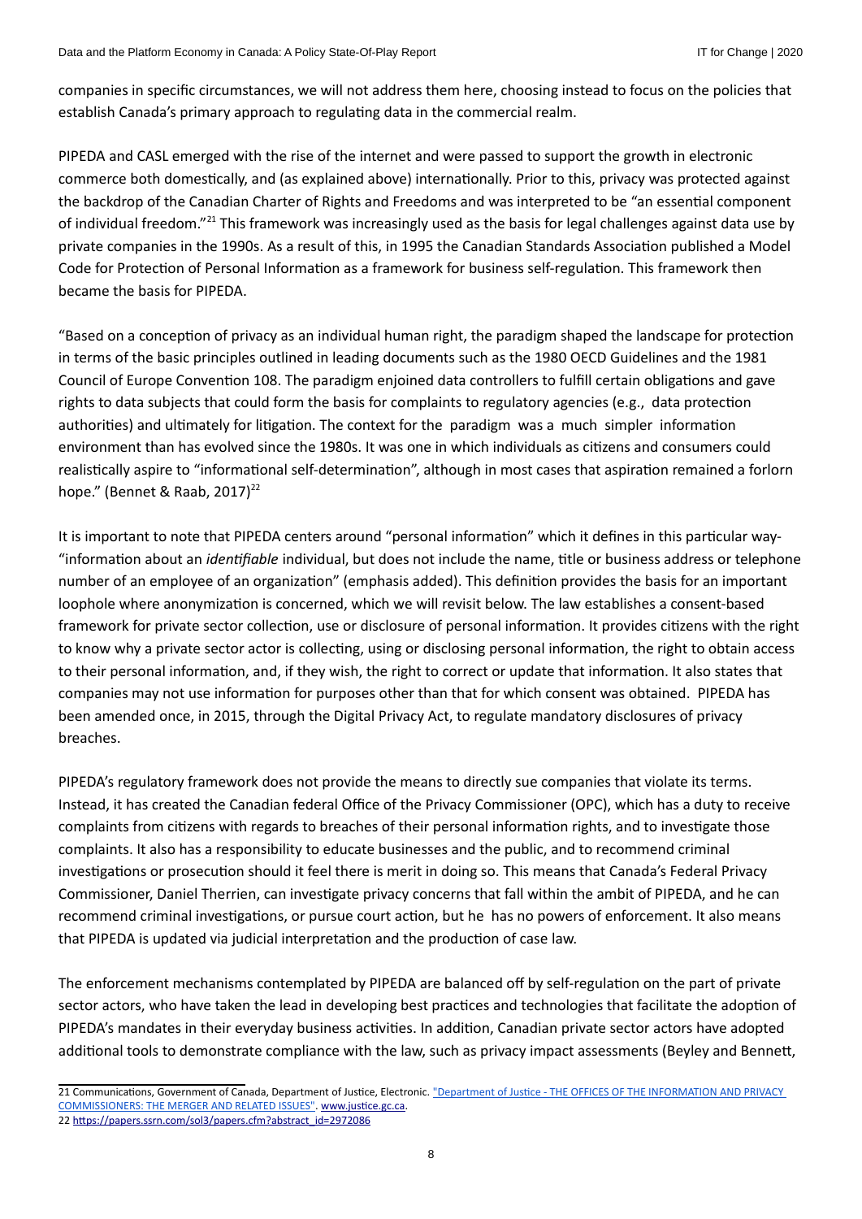companies in specific circumstances, we will not address them here, choosing instead to focus on the policies that establish Canada's primary approach to regulating data in the commercial realm.

PIPEDA and CASL emerged with the rise of the internet and were passed to support the growth in electronic commerce both domestically, and (as explained above) internationally. Prior to this, privacy was protected against the backdrop of the Canadian Charter of Rights and Freedoms and was interpreted to be "an essential component of individual freedom."[21] This framework was increasingly used as the basis for legal challenges against data use by private companies in the 1990s. As a result of this, in 1995 the Canadian Standards Association published a Model Code for Protection of Personal Information as a framework for business self-regulation. This framework then became the basis for PIPEDA.

"Based on a conception of privacy as an individual human right, the paradigm shaped the landscape for protection in terms of the basic principles outlined in leading documents such as the 1980 OECD Guidelines and the 1981 Council of Europe Convention 108. The paradigm enjoined data controllers to fulfill certain obligations and gave rights to data subjects that could form the basis for complaints to regulatory agencies (e.g., data protection authorities) and ultimately for litigation. The context for the paradigm was a much simpler information environment than has evolved since the 1980s. It was one in which individuals as citizens and consumers could realistically aspire to "informational self-determination", although in most cases that aspiration remained a forlorn hope." (Bennet & Raab, 2017)[22]

It is important to note that PIPEDA centers around "personal information" which it defines in this particular way- "information about an *identifiable* individual, but does not include the name, title or business address or telephone number of an employee of an organization" (emphasis added). This definition provides the basis for an important loophole where anonymization is concerned, which we will revisit below. The law establishes a consent-based framework for private sector collection, use or disclosure of personal information. It provides citizens with the right to know why a private sector actor is collecting, using or disclosing personal information, the right to obtain access to their personal information, and, if they wish, the right to correct or update that information. It also states that companies may not use information for purposes other than that for which consent was obtained. PIPEDA has been amended once, in 2015, through the Digital Privacy Act, to regulate mandatory disclosures of privacy breaches.

PIPEDA's regulatory framework does not provide the means to directly sue companies that violate its terms. Instead, it has created the Canadian federal Office of the Privacy Commissioner (OPC), which has a duty to receive complaints from citizens with regards to breaches of their personal information rights, and to investigate those complaints. It also has a responsibility to educate businesses and the public, and to recommend criminal investigations or prosecution should it feel there is merit in doing so. This means that Canada's Federal Privacy Commissioner, Daniel Therrien, can investigate privacy concerns that fall within the ambit of PIPEDA, and he can recommend criminal investigations, or pursue court action, but he has no powers of enforcement. It also means that PIPEDA is updated via judicial interpretation and the production of case law.

The enforcement mechanisms contemplated by PIPEDA are balanced off by self-regulation on the part of private sector actors, who have taken the lead in developing best practices and technologies that facilitate the adoption of PIPEDA's mandates in their everyday business activities. In addition, Canadian private sector actors have adopted additional tools to demonstrate compliance with the law, such as privacy impact assessments (Beyley and Bennett,

---

21 Communications, Government of Canada, Department of Justice, Electronic. "Department of Justice - THE OFFICES OF THE INFORMATION AND PRIVACY COMMISSIONERS: THE MERGER AND RELATED ISSUES". www.justice.gc.ca.

22 https://papers.ssrn.com/sol3/papers.cfm?abstract_id=2972086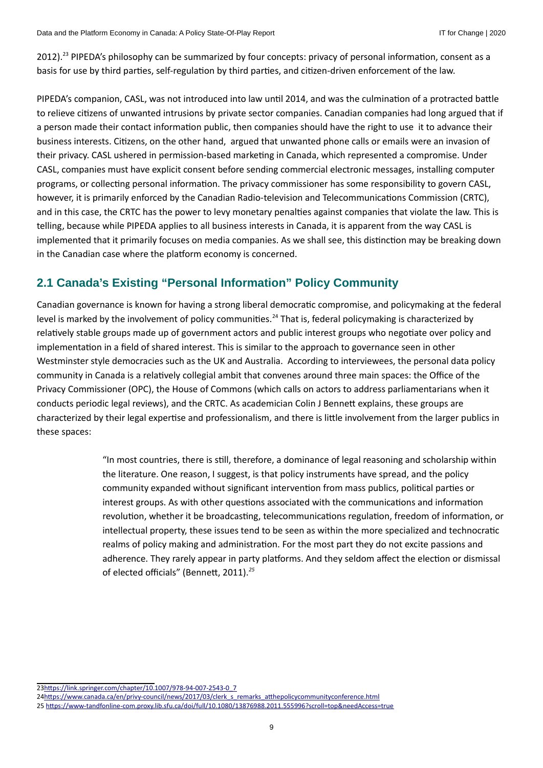2012).[23] PIPEDA's philosophy can be summarized by four concepts: privacy of personal information, consent as a basis for use by third parties, self-regulation by third parties, and citizen-driven enforcement of the law.

PIPEDA's companion, CASL, was not introduced into law until 2014, and was the culmination of a protracted battle to relieve citizens of unwanted intrusions by private sector companies. Canadian companies had long argued that if a person made their contact information public, then companies should have the right to use it to advance their business interests. Citizens, on the other hand, argued that unwanted phone calls or emails were an invasion of their privacy. CASL ushered in permission-based marketing in Canada, which represented a compromise. Under CASL, companies must have explicit consent before sending commercial electronic messages, installing computer programs, or collecting personal information. The privacy commissioner has some responsibility to govern CASL, however, it is primarily enforced by the Canadian Radio-television and Telecommunications Commission (CRTC), and in this case, the CRTC has the power to levy monetary penalties against companies that violate the law. This is telling, because while PIPEDA applies to all business interests in Canada, it is apparent from the way CASL is implemented that it primarily focuses on media companies. As we shall see, this distinction may be breaking down in the Canadian case where the platform economy is concerned.

## 2.1 Canada's Existing "Personal Information" Policy Community

Canadian governance is known for having a strong liberal democratic compromise, and policymaking at the federal level is marked by the involvement of policy communities.[24] That is, federal policymaking is characterized by relatively stable groups made up of government actors and public interest groups who negotiate over policy and implementation in a field of shared interest. This is similar to the approach to governance seen in other Westminster style democracies such as the UK and Australia. According to interviewees, the personal data policy community in Canada is a relatively collegial ambit that convenes around three main spaces: the Office of the Privacy Commissioner (OPC), the House of Commons (which calls on actors to address parliamentarians when it conducts periodic legal reviews), and the CRTC. As academician Colin J Bennett explains, these groups are characterized by their legal expertise and professionalism, and there is little involvement from the larger publics in these spaces:

> "In most countries, there is still, therefore, a dominance of legal reasoning and scholarship within the literature. One reason, I suggest, is that policy instruments have spread, and the policy community expanded without significant intervention from mass publics, political parties or interest groups. As with other questions associated with the communications and information revolution, whether it be broadcasting, telecommunications regulation, freedom of information, or intellectual property, these issues tend to be seen as within the more specialized and technocratic realms of policy making and administration. For the most part they do not excite passions and adherence. They rarely appear in party platforms. And they seldom affect the election or dismissal of elected officials" (Bennett, 2011).[25]

---

23 https://link.springer.com/chapter/10.1007/978-94-007-2543-0_7

24 https://www.canada.ca/en/privy-council/news/2017/03/clerk_s_remarks_atthepolicycommunityconference.html

25 https://www-tandfonline-com.proxy.lib.sfu.ca/doi/full/10.1080/13876988.2011.555996?scroll=top&needAccess=true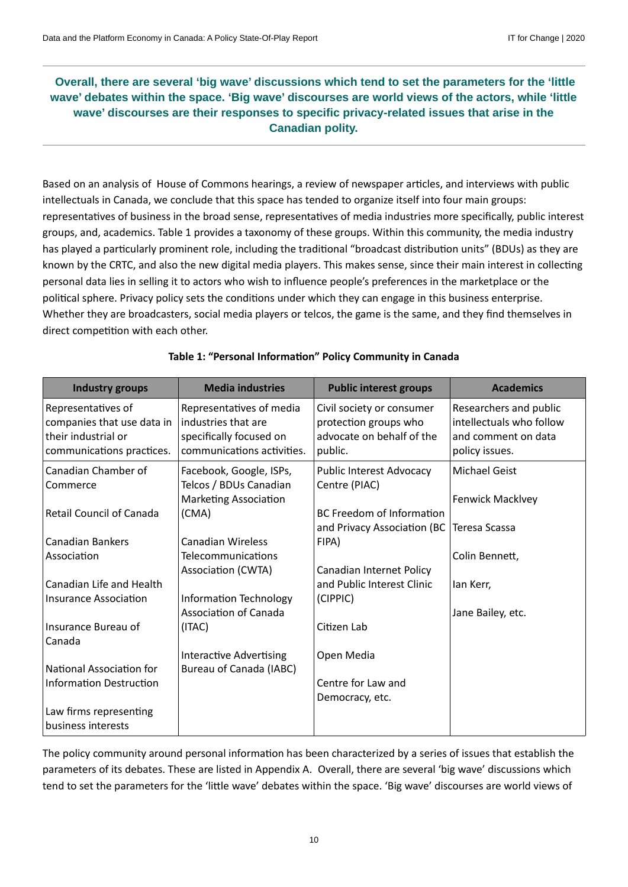**Overall, there are several 'big wave' discussions which tend to set the parameters for the 'little wave' debates within the space. 'Big wave' discourses are world views of the actors, while 'little wave' discourses are their responses to specific privacy-related issues that arise in the Canadian polity.**

Based on an analysis of House of Commons hearings, a review of newspaper articles, and interviews with public intellectuals in Canada, we conclude that this space has tended to organize itself into four main groups: representatives of business in the broad sense, representatives of media industries more specifically, public interest groups, and, academics. Table 1 provides a taxonomy of these groups. Within this community, the media industry has played a particularly prominent role, including the traditional "broadcast distribution units" (BDUs) as they are known by the CRTC, and also the new digital media players. This makes sense, since their main interest in collecting personal data lies in selling it to actors who wish to influence people's preferences in the marketplace or the political sphere. Privacy policy sets the conditions under which they can engage in this business enterprise. Whether they are broadcasters, social media players or telcos, the game is the same, and they find themselves in direct competition with each other.

**Table 1: "Personal Information" Policy Community in Canada**

| Industry groups | Media industries | Public interest groups | Academics |
|---|---|---|---|
| Representatives of companies that use data in their industrial or communications practices. | Representatives of media industries that are specifically focused on communications activities. | Civil society or consumer protection groups who advocate on behalf of the public. | Researchers and public intellectuals who follow and comment on data policy issues. |
| Canadian Chamber of Commerce<br><br>Retail Council of Canada<br><br>Canadian Bankers Association<br><br>Canadian Life and Health Insurance Association<br><br>Insurance Bureau of Canada<br><br>National Association for Information Destruction<br><br>Law firms representing business interests | Facebook, Google, ISPs, Telcos / BDUs Canadian Marketing Association (CMA)<br><br>Canadian Wireless Telecommunications Association (CWTA)<br><br>Information Technology Association of Canada (ITAC)<br><br>Interactive Advertising Bureau of Canada (IABC) | Public Interest Advocacy Centre (PIAC)<br><br>BC Freedom of Information and Privacy Association (BC FIPA)<br><br>Canadian Internet Policy and Public Interest Clinic (CIPPIC)<br><br>Citizen Lab<br><br>Open Media<br><br>Centre for Law and Democracy, etc. | Michael Geist<br><br>Fenwick Macklvey<br><br>Teresa Scassa<br><br>Colin Bennett,<br><br>Ian Kerr,<br><br>Jane Bailey, etc. |

The policy community around personal information has been characterized by a series of issues that establish the parameters of its debates. These are listed in Appendix A. Overall, there are several 'big wave' discussions which tend to set the parameters for the 'little wave' debates within the space. 'Big wave' discourses are world views of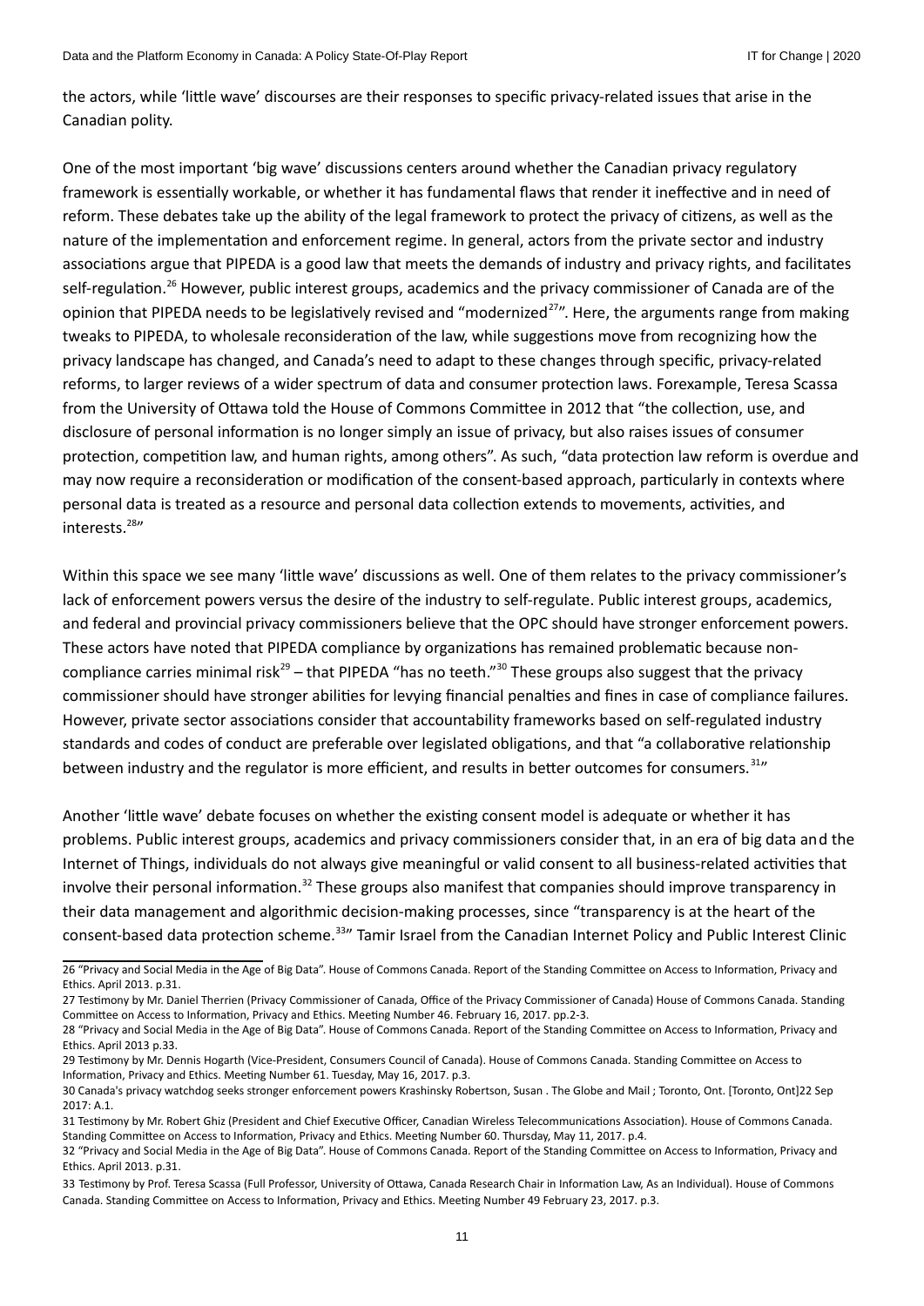the actors, while 'little wave' discourses are their responses to specific privacy-related issues that arise in the Canadian polity.

One of the most important 'big wave' discussions centers around whether the Canadian privacy regulatory framework is essentially workable, or whether it has fundamental flaws that render it ineffective and in need of reform. These debates take up the ability of the legal framework to protect the privacy of citizens, as well as the nature of the implementation and enforcement regime. In general, actors from the private sector and industry associations argue that PIPEDA is a good law that meets the demands of industry and privacy rights, and facilitates self-regulation.[26] However, public interest groups, academics and the privacy commissioner of Canada are of the opinion that PIPEDA needs to be legislatively revised and "modernized[27]". Here, the arguments range from making tweaks to PIPEDA, to wholesale reconsideration of the law, while suggestions move from recognizing how the privacy landscape has changed, and Canada's need to adapt to these changes through specific, privacy-related reforms, to larger reviews of a wider spectrum of data and consumer protection laws. Forexample, Teresa Scassa from the University of Ottawa told the House of Commons Committee in 2012 that "the collection, use, and disclosure of personal information is no longer simply an issue of privacy, but also raises issues of consumer protection, competition law, and human rights, among others". As such, "data protection law reform is overdue and may now require a reconsideration or modification of the consent-based approach, particularly in contexts where personal data is treated as a resource and personal data collection extends to movements, activities, and interests.[28]"

Within this space we see many 'little wave' discussions as well. One of them relates to the privacy commissioner's lack of enforcement powers versus the desire of the industry to self-regulate. Public interest groups, academics, and federal and provincial privacy commissioners believe that the OPC should have stronger enforcement powers. These actors have noted that PIPEDA compliance by organizations has remained problematic because non-compliance carries minimal risk[29] – that PIPEDA "has no teeth."[30] These groups also suggest that the privacy commissioner should have stronger abilities for levying financial penalties and fines in case of compliance failures. However, private sector associations consider that accountability frameworks based on self-regulated industry standards and codes of conduct are preferable over legislated obligations, and that "a collaborative relationship between industry and the regulator is more efficient, and results in better outcomes for consumers.[31]"

Another 'little wave' debate focuses on whether the existing consent model is adequate or whether it has problems. Public interest groups, academics and privacy commissioners consider that, in an era of big data and the Internet of Things, individuals do not always give meaningful or valid consent to all business-related activities that involve their personal information.[32] These groups also manifest that companies should improve transparency in their data management and algorithmic decision-making processes, since "transparency is at the heart of the consent-based data protection scheme.[33]" Tamir Israel from the Canadian Internet Policy and Public Interest Clinic

---

26 "Privacy and Social Media in the Age of Big Data". House of Commons Canada. Report of the Standing Committee on Access to Information, Privacy and Ethics. April 2013. p.31.

27 Testimony by Mr. Daniel Therrien (Privacy Commissioner of Canada, Office of the Privacy Commissioner of Canada) House of Commons Canada. Standing Committee on Access to Information, Privacy and Ethics. Meeting Number 46. February 16, 2017. pp.2-3.

28 "Privacy and Social Media in the Age of Big Data". House of Commons Canada. Report of the Standing Committee on Access to Information, Privacy and Ethics. April 2013 p.33.

29 Testimony by Mr. Dennis Hogarth (Vice-President, Consumers Council of Canada). House of Commons Canada. Standing Committee on Access to Information, Privacy and Ethics. Meeting Number 61. Tuesday, May 16, 2017. p.3.

30 Canada's privacy watchdog seeks stronger enforcement powers Krashinsky Robertson, Susan . The Globe and Mail ; Toronto, Ont. [Toronto, Ont]22 Sep 2017: A.1.

31 Testimony by Mr. Robert Ghiz (President and Chief Executive Officer, Canadian Wireless Telecommunications Association). House of Commons Canada. Standing Committee on Access to Information, Privacy and Ethics. Meeting Number 60. Thursday, May 11, 2017. p.4.

32 "Privacy and Social Media in the Age of Big Data". House of Commons Canada. Report of the Standing Committee on Access to Information, Privacy and Ethics. April 2013. p.31.

33 Testimony by Prof. Teresa Scassa (Full Professor, University of Ottawa, Canada Research Chair in Information Law, As an Individual). House of Commons Canada. Standing Committee on Access to Information, Privacy and Ethics. Meeting Number 49 February 23, 2017. p.3.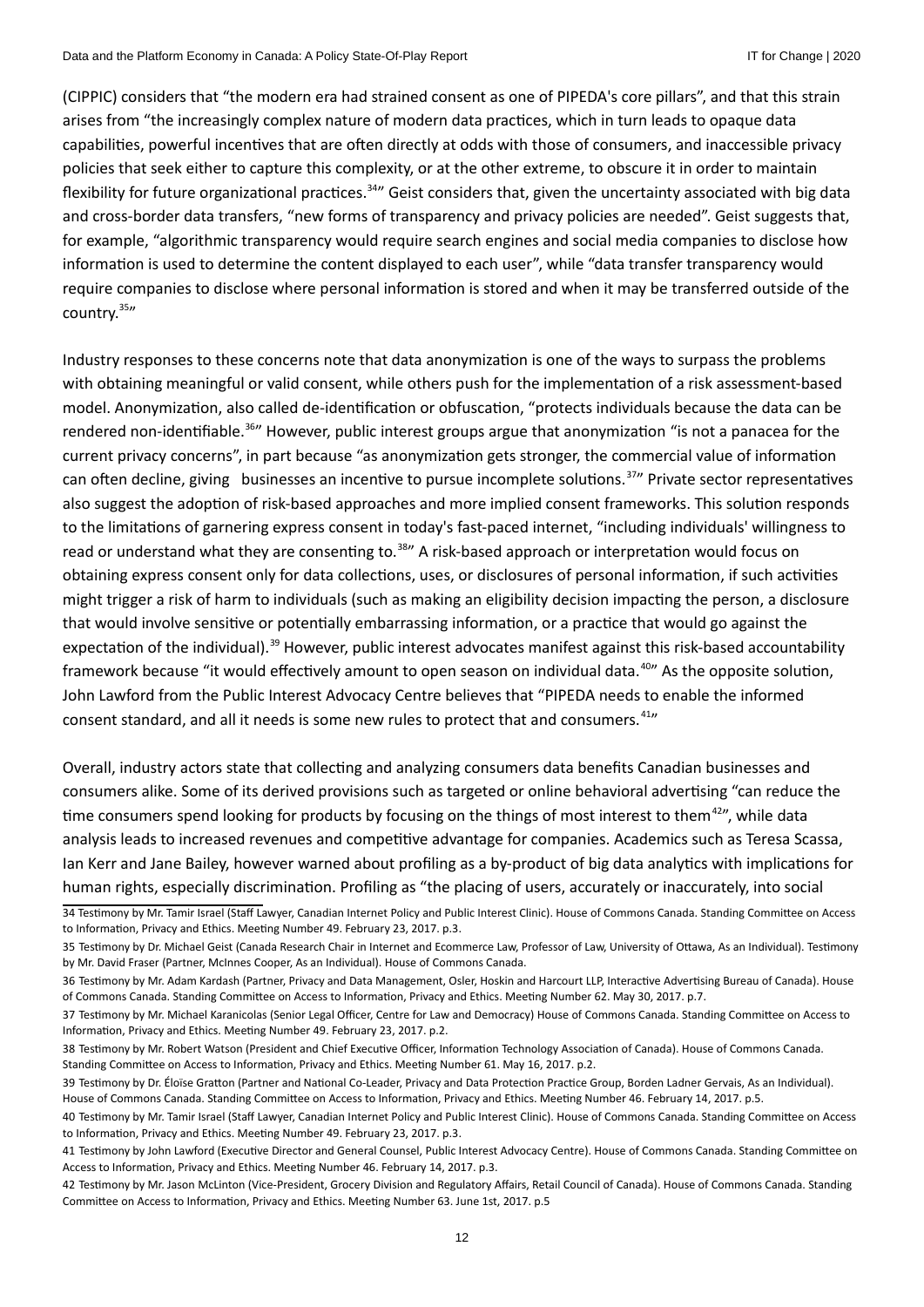(CIPPIC) considers that "the modern era had strained consent as one of PIPEDA's core pillars", and that this strain arises from "the increasingly complex nature of modern data practices, which in turn leads to opaque data capabilities, powerful incentives that are often directly at odds with those of consumers, and inaccessible privacy policies that seek either to capture this complexity, or at the other extreme, to obscure it in order to maintain flexibility for future organizational practices.[34]" Geist considers that, given the uncertainty associated with big data and cross-border data transfers, "new forms of transparency and privacy policies are needed". Geist suggests that, for example, "algorithmic transparency would require search engines and social media companies to disclose how information is used to determine the content displayed to each user", while "data transfer transparency would require companies to disclose where personal information is stored and when it may be transferred outside of the country.[35]"

Industry responses to these concerns note that data anonymization is one of the ways to surpass the problems with obtaining meaningful or valid consent, while others push for the implementation of a risk assessment-based model. Anonymization, also called de-identification or obfuscation, "protects individuals because the data can be rendered non-identifiable.[36]" However, public interest groups argue that anonymization "is not a panacea for the current privacy concerns", in part because "as anonymization gets stronger, the commercial value of information can often decline, giving businesses an incentive to pursue incomplete solutions.[37]" Private sector representatives also suggest the adoption of risk-based approaches and more implied consent frameworks. This solution responds to the limitations of garnering express consent in today's fast-paced internet, "including individuals' willingness to read or understand what they are consenting to.[38]" A risk-based approach or interpretation would focus on obtaining express consent only for data collections, uses, or disclosures of personal information, if such activities might trigger a risk of harm to individuals (such as making an eligibility decision impacting the person, a disclosure that would involve sensitive or potentially embarrassing information, or a practice that would go against the expectation of the individual).[39] However, public interest advocates manifest against this risk-based accountability framework because "it would effectively amount to open season on individual data.[40]" As the opposite solution, John Lawford from the Public Interest Advocacy Centre believes that "PIPEDA needs to enable the informed consent standard, and all it needs is some new rules to protect that and consumers.[41]"

Overall, industry actors state that collecting and analyzing consumers data benefits Canadian businesses and consumers alike. Some of its derived provisions such as targeted or online behavioral advertising "can reduce the time consumers spend looking for products by focusing on the things of most interest to them[42]", while data analysis leads to increased revenues and competitive advantage for companies. Academics such as Teresa Scassa, Ian Kerr and Jane Bailey, however warned about profiling as a by-product of big data analytics with implications for human rights, especially discrimination. Profiling as "the placing of users, accurately or inaccurately, into social

---

34 Testimony by Mr. Tamir Israel (Staff Lawyer, Canadian Internet Policy and Public Interest Clinic). House of Commons Canada. Standing Committee on Access to Information, Privacy and Ethics. Meeting Number 49. February 23, 2017. p.3.

35 Testimony by Dr. Michael Geist (Canada Research Chair in Internet and Ecommerce Law, Professor of Law, University of Ottawa, As an Individual). Testimony by Mr. David Fraser (Partner, McInnes Cooper, As an Individual). House of Commons Canada.

36 Testimony by Mr. Adam Kardash (Partner, Privacy and Data Management, Osler, Hoskin and Harcourt LLP, Interactive Advertising Bureau of Canada). House of Commons Canada. Standing Committee on Access to Information, Privacy and Ethics. Meeting Number 62. May 30, 2017. p.7.

37 Testimony by Mr. Michael Karanicolas (Senior Legal Officer, Centre for Law and Democracy) House of Commons Canada. Standing Committee on Access to Information, Privacy and Ethics. Meeting Number 49. February 23, 2017. p.2.

38 Testimony by Mr. Robert Watson (President and Chief Executive Officer, Information Technology Association of Canada). House of Commons Canada. Standing Committee on Access to Information, Privacy and Ethics. Meeting Number 61. May 16, 2017. p.2.

39 Testimony by Dr. Éloïse Gratton (Partner and National Co-Leader, Privacy and Data Protection Practice Group, Borden Ladner Gervais, As an Individual). House of Commons Canada. Standing Committee on Access to Information, Privacy and Ethics. Meeting Number 46. February 14, 2017. p.5.

40 Testimony by Mr. Tamir Israel (Staff Lawyer, Canadian Internet Policy and Public Interest Clinic). House of Commons Canada. Standing Committee on Access to Information, Privacy and Ethics. Meeting Number 49. February 23, 2017. p.3.

41 Testimony by John Lawford (Executive Director and General Counsel, Public Interest Advocacy Centre). House of Commons Canada. Standing Committee on Access to Information, Privacy and Ethics. Meeting Number 46. February 14, 2017. p.3.

42 Testimony by Mr. Jason McLinton (Vice-President, Grocery Division and Regulatory Affairs, Retail Council of Canada). House of Commons Canada. Standing Committee on Access to Information, Privacy and Ethics. Meeting Number 63. June 1st, 2017. p.5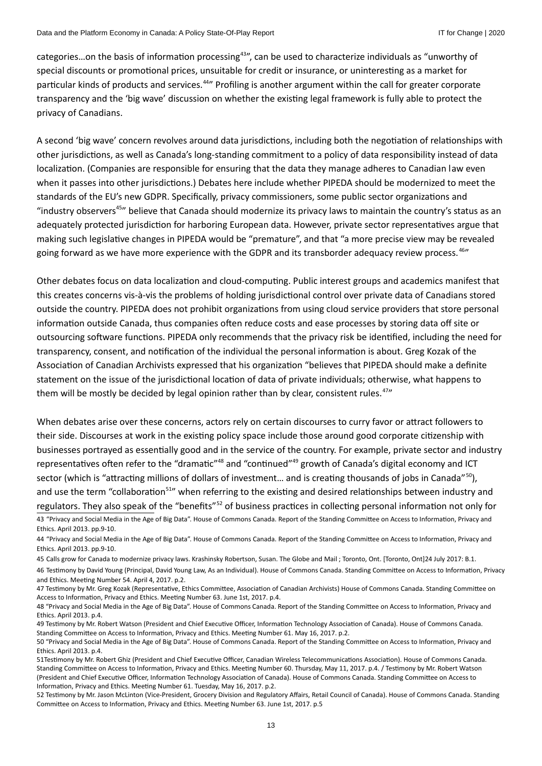categories…on the basis of information processing[43]", can be used to characterize individuals as "unworthy of special discounts or promotional prices, unsuitable for credit or insurance, or uninteresting as a market for particular kinds of products and services.[44]" Profiling is another argument within the call for greater corporate transparency and the 'big wave' discussion on whether the existing legal framework is fully able to protect the privacy of Canadians.

A second 'big wave' concern revolves around data jurisdictions, including both the negotiation of relationships with other jurisdictions, as well as Canada's long-standing commitment to a policy of data responsibility instead of data localization. (Companies are responsible for ensuring that the data they manage adheres to Canadian law even when it passes into other jurisdictions.) Debates here include whether PIPEDA should be modernized to meet the standards of the EU's new GDPR. Specifically, privacy commissioners, some public sector organizations and "industry observers[45]" believe that Canada should modernize its privacy laws to maintain the country's status as an adequately protected jurisdiction for harboring European data. However, private sector representatives argue that making such legislative changes in PIPEDA would be "premature", and that "a more precise view may be revealed going forward as we have more experience with the GDPR and its transborder adequacy review process.[46]"

Other debates focus on data localization and cloud-computing. Public interest groups and academics manifest that this creates concerns vis-à-vis the problems of holding jurisdictional control over private data of Canadians stored outside the country. PIPEDA does not prohibit organizations from using cloud service providers that store personal information outside Canada, thus companies often reduce costs and ease processes by storing data off site or outsourcing software functions. PIPEDA only recommends that the privacy risk be identified, including the need for transparency, consent, and notification of the individual the personal information is about. Greg Kozak of the Association of Canadian Archivists expressed that his organization "believes that PIPEDA should make a definite statement on the issue of the jurisdictional location of data of private individuals; otherwise, what happens to them will be mostly be decided by legal opinion rather than by clear, consistent rules.[47]"

When debates arise over these concerns, actors rely on certain discourses to curry favor or attract followers to their side. Discourses at work in the existing policy space include those around good corporate citizenship with businesses portrayed as essentially good and in the service of the country. For example, private sector and industry representatives often refer to the "dramatic"[48] and "continued"[49] growth of Canada's digital economy and ICT sector (which is "attracting millions of dollars of investment… and is creating thousands of jobs in Canada"[50]), and use the term "collaboration[51]" when referring to the existing and desired relationships between industry and regulators. They also speak of the "benefits"[52] of business practices in collecting personal information not only for

43 "Privacy and Social Media in the Age of Big Data". House of Commons Canada. Report of the Standing Committee on Access to Information, Privacy and Ethics. April 2013. pp.9-10.

44 "Privacy and Social Media in the Age of Big Data". House of Commons Canada. Report of the Standing Committee on Access to Information, Privacy and Ethics. April 2013. pp.9-10.

45 Calls grow for Canada to modernize privacy laws. Krashinsky Robertson, Susan. The Globe and Mail ; Toronto, Ont. [Toronto, Ont]24 July 2017: B.1.

46 Testimony by David Young (Principal, David Young Law, As an Individual). House of Commons Canada. Standing Committee on Access to Information, Privacy and Ethics. Meeting Number 54. April 4, 2017. p.2.

47 Testimony by Mr. Greg Kozak (Representative, Ethics Committee, Association of Canadian Archivists) House of Commons Canada. Standing Committee on Access to Information, Privacy and Ethics. Meeting Number 63. June 1st, 2017. p.4.

48 "Privacy and Social Media in the Age of Big Data". House of Commons Canada. Report of the Standing Committee on Access to Information, Privacy and Ethics. April 2013. p.4.

49 Testimony by Mr. Robert Watson (President and Chief Executive Officer, Information Technology Association of Canada). House of Commons Canada. Standing Committee on Access to Information, Privacy and Ethics. Meeting Number 61. May 16, 2017. p.2.

50 "Privacy and Social Media in the Age of Big Data". House of Commons Canada. Report of the Standing Committee on Access to Information, Privacy and Ethics. April 2013. p.4.

51Testimony by Mr. Robert Ghiz (President and Chief Executive Officer, Canadian Wireless Telecommunications Association). House of Commons Canada. Standing Committee on Access to Information, Privacy and Ethics. Meeting Number 60. Thursday, May 11, 2017. p.4. / Testimony by Mr. Robert Watson (President and Chief Executive Officer, Information Technology Association of Canada). House of Commons Canada. Standing Committee on Access to Information, Privacy and Ethics. Meeting Number 61. Tuesday, May 16, 2017. p.2.

52 Testimony by Mr. Jason McLinton (Vice-President, Grocery Division and Regulatory Affairs, Retail Council of Canada). House of Commons Canada. Standing Committee on Access to Information, Privacy and Ethics. Meeting Number 63. June 1st, 2017. p.5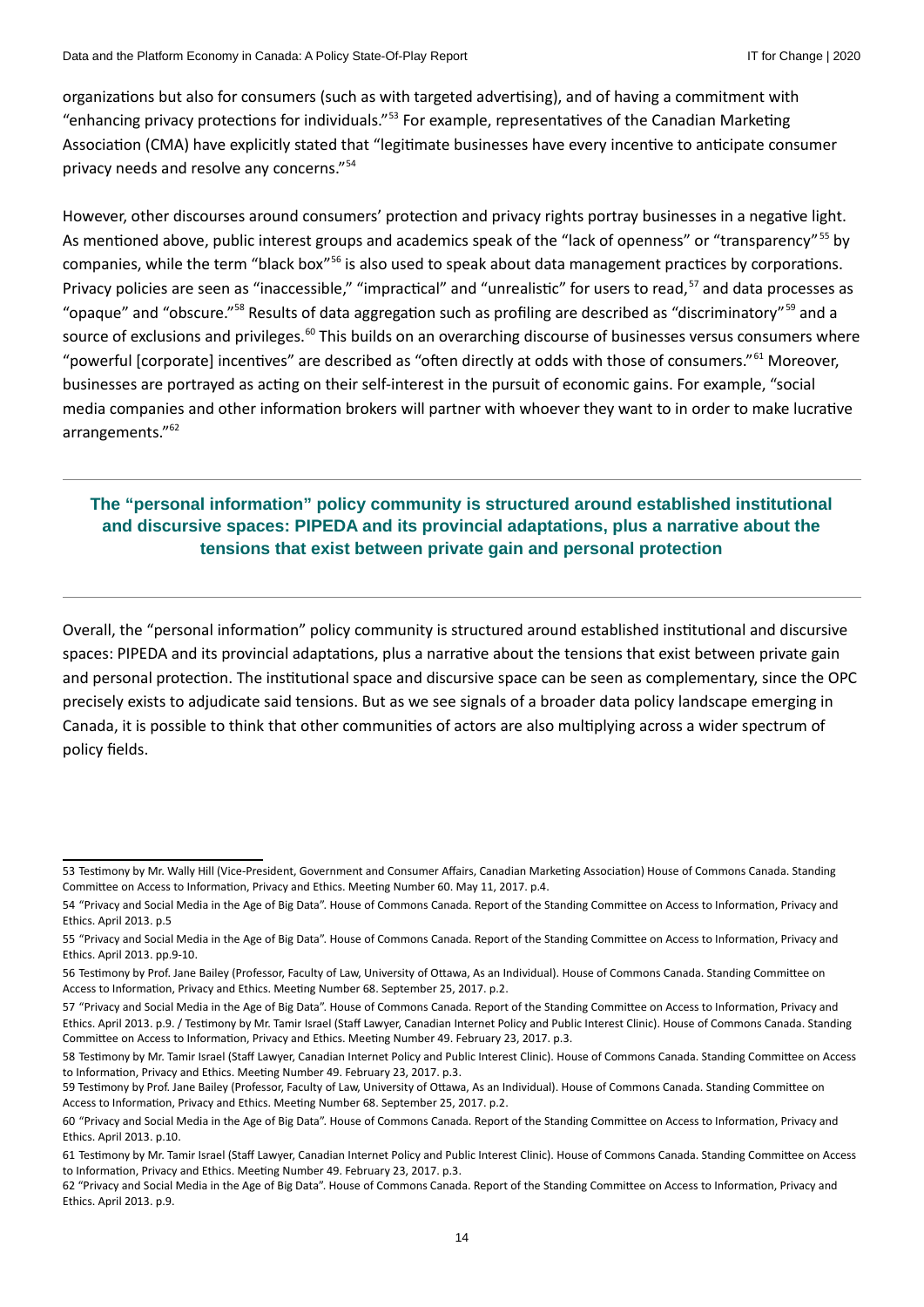organizations but also for consumers (such as with targeted advertising), and of having a commitment with "enhancing privacy protections for individuals."[53] For example, representatives of the Canadian Marketing Association (CMA) have explicitly stated that "legitimate businesses have every incentive to anticipate consumer privacy needs and resolve any concerns."[54]

However, other discourses around consumers' protection and privacy rights portray businesses in a negative light. As mentioned above, public interest groups and academics speak of the "lack of openness" or "transparency"[55] by companies, while the term "black box"[56] is also used to speak about data management practices by corporations. Privacy policies are seen as "inaccessible," "impractical" and "unrealistic" for users to read,[57] and data processes as "opaque" and "obscure."[58] Results of data aggregation such as profiling are described as "discriminatory"[59] and a source of exclusions and privileges.[60] This builds on an overarching discourse of businesses versus consumers where "powerful [corporate] incentives" are described as "often directly at odds with those of consumers."[61] Moreover, businesses are portrayed as acting on their self-interest in the pursuit of economic gains. For example, "social media companies and other information brokers will partner with whoever they want to in order to make lucrative arrangements."[62]

**The "personal information" policy community is structured around established institutional and discursive spaces: PIPEDA and its provincial adaptations, plus a narrative about the tensions that exist between private gain and personal protection**

Overall, the "personal information" policy community is structured around established institutional and discursive spaces: PIPEDA and its provincial adaptations, plus a narrative about the tensions that exist between private gain and personal protection. The institutional space and discursive space can be seen as complementary, since the OPC precisely exists to adjudicate said tensions. But as we see signals of a broader data policy landscape emerging in Canada, it is possible to think that other communities of actors are also multiplying across a wider spectrum of policy fields.

---

53 Testimony by Mr. Wally Hill (Vice-President, Government and Consumer Affairs, Canadian Marketing Association) House of Commons Canada. Standing Committee on Access to Information, Privacy and Ethics. Meeting Number 60. May 11, 2017. p.4.

54 "Privacy and Social Media in the Age of Big Data". House of Commons Canada. Report of the Standing Committee on Access to Information, Privacy and Ethics. April 2013. p.5

55 "Privacy and Social Media in the Age of Big Data". House of Commons Canada. Report of the Standing Committee on Access to Information, Privacy and Ethics. April 2013. pp.9-10.

56 Testimony by Prof. Jane Bailey (Professor, Faculty of Law, University of Ottawa, As an Individual). House of Commons Canada. Standing Committee on Access to Information, Privacy and Ethics. Meeting Number 68. September 25, 2017. p.2.

57 "Privacy and Social Media in the Age of Big Data". House of Commons Canada. Report of the Standing Committee on Access to Information, Privacy and Ethics. April 2013. p.9. / Testimony by Mr. Tamir Israel (Staff Lawyer, Canadian Internet Policy and Public Interest Clinic). House of Commons Canada. Standing Committee on Access to Information, Privacy and Ethics. Meeting Number 49. February 23, 2017. p.3.

58 Testimony by Mr. Tamir Israel (Staff Lawyer, Canadian Internet Policy and Public Interest Clinic). House of Commons Canada. Standing Committee on Access to Information, Privacy and Ethics. Meeting Number 49. February 23, 2017. p.3.

59 Testimony by Prof. Jane Bailey (Professor, Faculty of Law, University of Ottawa, As an Individual). House of Commons Canada. Standing Committee on Access to Information, Privacy and Ethics. Meeting Number 68. September 25, 2017. p.2.

60 "Privacy and Social Media in the Age of Big Data". House of Commons Canada. Report of the Standing Committee on Access to Information, Privacy and Ethics. April 2013. p.10.

61 Testimony by Mr. Tamir Israel (Staff Lawyer, Canadian Internet Policy and Public Interest Clinic). House of Commons Canada. Standing Committee on Access to Information, Privacy and Ethics. Meeting Number 49. February 23, 2017. p.3.

62 "Privacy and Social Media in the Age of Big Data". House of Commons Canada. Report of the Standing Committee on Access to Information, Privacy and Ethics. April 2013. p.9.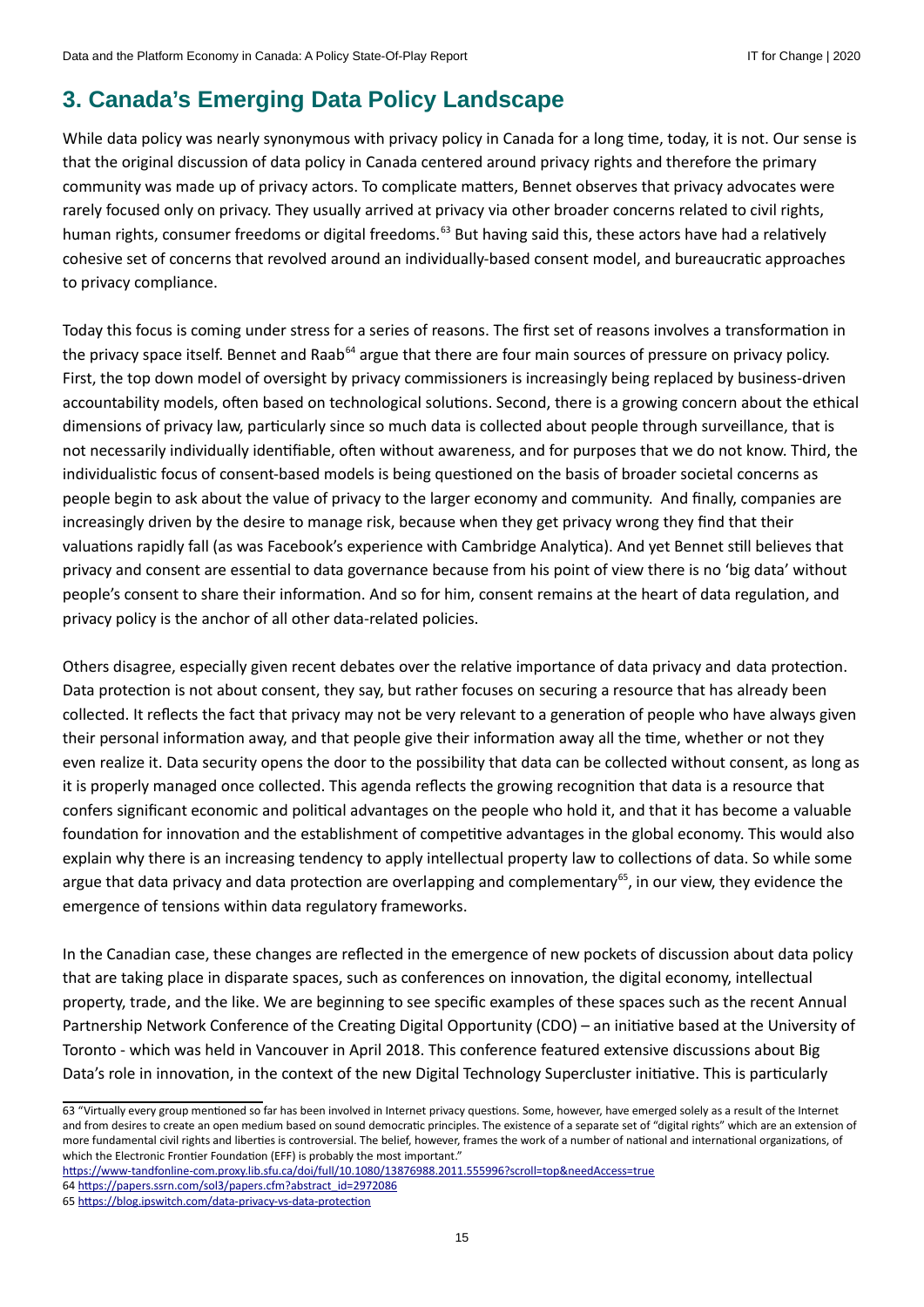## 3. Canada's Emerging Data Policy Landscape

While data policy was nearly synonymous with privacy policy in Canada for a long time, today, it is not. Our sense is that the original discussion of data policy in Canada centered around privacy rights and therefore the primary community was made up of privacy actors. To complicate matters, Bennet observes that privacy advocates were rarely focused only on privacy. They usually arrived at privacy via other broader concerns related to civil rights, human rights, consumer freedoms or digital freedoms.[63] But having said this, these actors have had a relatively cohesive set of concerns that revolved around an individually-based consent model, and bureaucratic approaches to privacy compliance.

Today this focus is coming under stress for a series of reasons. The first set of reasons involves a transformation in the privacy space itself. Bennet and Raab[64] argue that there are four main sources of pressure on privacy policy. First, the top down model of oversight by privacy commissioners is increasingly being replaced by business-driven accountability models, often based on technological solutions. Second, there is a growing concern about the ethical dimensions of privacy law, particularly since so much data is collected about people through surveillance, that is not necessarily individually identifiable, often without awareness, and for purposes that we do not know. Third, the individualistic focus of consent-based models is being questioned on the basis of broader societal concerns as people begin to ask about the value of privacy to the larger economy and community. And finally, companies are increasingly driven by the desire to manage risk, because when they get privacy wrong they find that their valuations rapidly fall (as was Facebook's experience with Cambridge Analytica). And yet Bennet still believes that privacy and consent are essential to data governance because from his point of view there is no 'big data' without people's consent to share their information. And so for him, consent remains at the heart of data regulation, and privacy policy is the anchor of all other data-related policies.

Others disagree, especially given recent debates over the relative importance of data privacy and data protection. Data protection is not about consent, they say, but rather focuses on securing a resource that has already been collected. It reflects the fact that privacy may not be very relevant to a generation of people who have always given their personal information away, and that people give their information away all the time, whether or not they even realize it. Data security opens the door to the possibility that data can be collected without consent, as long as it is properly managed once collected. This agenda reflects the growing recognition that data is a resource that confers significant economic and political advantages on the people who hold it, and that it has become a valuable foundation for innovation and the establishment of competitive advantages in the global economy. This would also explain why there is an increasing tendency to apply intellectual property law to collections of data. So while some argue that data privacy and data protection are overlapping and complementary[65], in our view, they evidence the emergence of tensions within data regulatory frameworks.

In the Canadian case, these changes are reflected in the emergence of new pockets of discussion about data policy that are taking place in disparate spaces, such as conferences on innovation, the digital economy, intellectual property, trade, and the like. We are beginning to see specific examples of these spaces such as the recent Annual Partnership Network Conference of the Creating Digital Opportunity (CDO) – an initiative based at the University of Toronto - which was held in Vancouver in April 2018. This conference featured extensive discussions about Big Data's role in innovation, in the context of the new Digital Technology Supercluster initiative. This is particularly

---

63 "Virtually every group mentioned so far has been involved in Internet privacy questions. Some, however, have emerged solely as a result of the Internet and from desires to create an open medium based on sound democratic principles. The existence of a separate set of "digital rights" which are an extension of more fundamental civil rights and liberties is controversial. The belief, however, frames the work of a number of national and international organizations, of which the Electronic Frontier Foundation (EFF) is probably the most important."
https://www-tandfonline-com.proxy.lib.sfu.ca/doi/full/10.1080/13876988.2011.555996?scroll=top&needAccess=true

64 https://papers.ssrn.com/sol3/papers.cfm?abstract_id=2972086

65 https://blog.ipswitch.com/data-privacy-vs-data-protection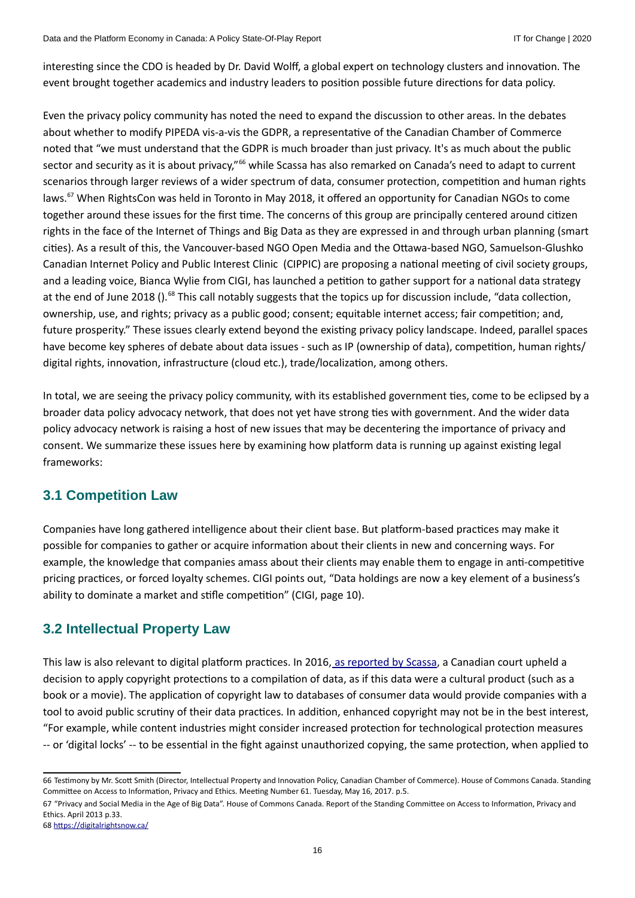interesting since the CDO is headed by Dr. David Wolff, a global expert on technology clusters and innovation. The event brought together academics and industry leaders to position possible future directions for data policy.

Even the privacy policy community has noted the need to expand the discussion to other areas. In the debates about whether to modify PIPEDA vis-a-vis the GDPR, a representative of the Canadian Chamber of Commerce noted that "we must understand that the GDPR is much broader than just privacy. It's as much about the public sector and security as it is about privacy,"[66] while Scassa has also remarked on Canada's need to adapt to current scenarios through larger reviews of a wider spectrum of data, consumer protection, competition and human rights laws.[67] When RightsCon was held in Toronto in May 2018, it offered an opportunity for Canadian NGOs to come together around these issues for the first time. The concerns of this group are principally centered around citizen rights in the face of the Internet of Things and Big Data as they are expressed in and through urban planning (smart cities). As a result of this, the Vancouver-based NGO Open Media and the Ottawa-based NGO, Samuelson-Glushko Canadian Internet Policy and Public Interest Clinic (CIPPIC) are proposing a national meeting of civil society groups, and a leading voice, Bianca Wylie from CIGI, has launched a petition to gather support for a national data strategy at the end of June 2018 ().[68] This call notably suggests that the topics up for discussion include, "data collection, ownership, use, and rights; privacy as a public good; consent; equitable internet access; fair competition; and, future prosperity." These issues clearly extend beyond the existing privacy policy landscape. Indeed, parallel spaces have become key spheres of debate about data issues - such as IP (ownership of data), competition, human rights/ digital rights, innovation, infrastructure (cloud etc.), trade/localization, among others.

In total, we are seeing the privacy policy community, with its established government ties, come to be eclipsed by a broader data policy advocacy network, that does not yet have strong ties with government. And the wider data policy advocacy network is raising a host of new issues that may be decentering the importance of privacy and consent. We summarize these issues here by examining how platform data is running up against existing legal frameworks:

## 3.1 Competition Law

Companies have long gathered intelligence about their client base. But platform-based practices may make it possible for companies to gather or acquire information about their clients in new and concerning ways. For example, the knowledge that companies amass about their clients may enable them to engage in anti-competitive pricing practices, or forced loyalty schemes. CIGI points out, "Data holdings are now a key element of a business's ability to dominate a market and stifle competition" (CIGI, page 10).

## 3.2 Intellectual Property Law

This law is also relevant to digital platform practices. In 2016, as reported by Scassa, a Canadian court upheld a decision to apply copyright protections to a compilation of data, as if this data were a cultural product (such as a book or a movie). The application of copyright law to databases of consumer data would provide companies with a tool to avoid public scrutiny of their data practices. In addition, enhanced copyright may not be in the best interest, "For example, while content industries might consider increased protection for technological protection measures -- or 'digital locks' -- to be essential in the fight against unauthorized copying, the same protection, when applied to

---

66 Testimony by Mr. Scott Smith (Director, Intellectual Property and Innovation Policy, Canadian Chamber of Commerce). House of Commons Canada. Standing Committee on Access to Information, Privacy and Ethics. Meeting Number 61. Tuesday, May 16, 2017. p.5.

67 "Privacy and Social Media in the Age of Big Data". House of Commons Canada. Report of the Standing Committee on Access to Information, Privacy and Ethics. April 2013 p.33.

68 https://digitalrightsnow.ca/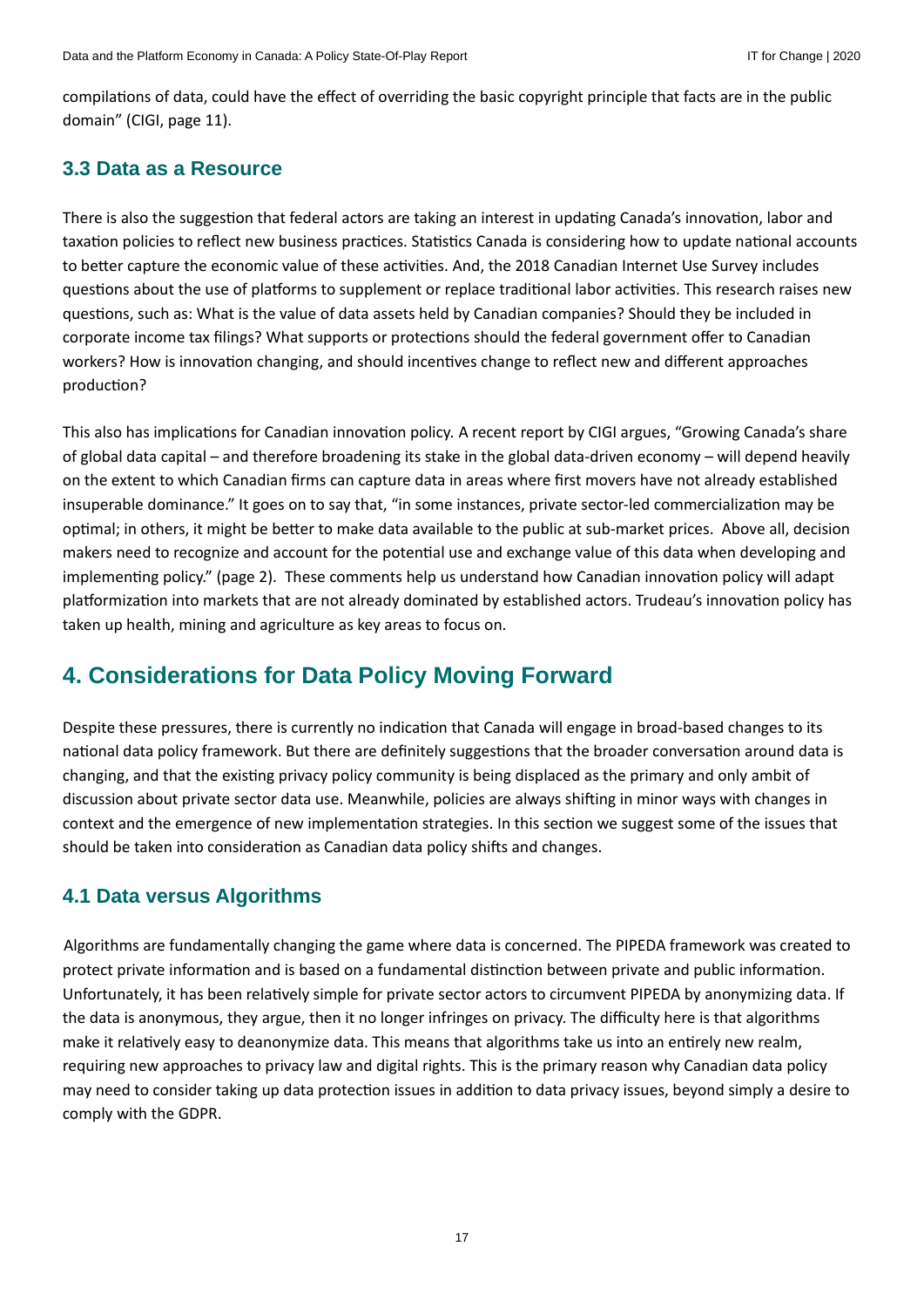compilations of data, could have the effect of overriding the basic copyright principle that facts are in the public domain" (CIGI, page 11).

### 3.3 Data as a Resource

There is also the suggestion that federal actors are taking an interest in updating Canada's innovation, labor and taxation policies to reflect new business practices. Statistics Canada is considering how to update national accounts to better capture the economic value of these activities. And, the 2018 Canadian Internet Use Survey includes questions about the use of platforms to supplement or replace traditional labor activities. This research raises new questions, such as: What is the value of data assets held by Canadian companies? Should they be included in corporate income tax filings? What supports or protections should the federal government offer to Canadian workers? How is innovation changing, and should incentives change to reflect new and different approaches production?

This also has implications for Canadian innovation policy. A recent report by CIGI argues, "Growing Canada's share of global data capital – and therefore broadening its stake in the global data-driven economy – will depend heavily on the extent to which Canadian firms can capture data in areas where first movers have not already established insuperable dominance." It goes on to say that, "in some instances, private sector-led commercialization may be optimal; in others, it might be better to make data available to the public at sub-market prices. Above all, decision makers need to recognize and account for the potential use and exchange value of this data when developing and implementing policy." (page 2). These comments help us understand how Canadian innovation policy will adapt platformization into markets that are not already dominated by established actors. Trudeau's innovation policy has taken up health, mining and agriculture as key areas to focus on.

## 4. Considerations for Data Policy Moving Forward

Despite these pressures, there is currently no indication that Canada will engage in broad-based changes to its national data policy framework. But there are definitely suggestions that the broader conversation around data is changing, and that the existing privacy policy community is being displaced as the primary and only ambit of discussion about private sector data use. Meanwhile, policies are always shifting in minor ways with changes in context and the emergence of new implementation strategies. In this section we suggest some of the issues that should be taken into consideration as Canadian data policy shifts and changes.

### 4.1 Data versus Algorithms

Algorithms are fundamentally changing the game where data is concerned. The PIPEDA framework was created to protect private information and is based on a fundamental distinction between private and public information. Unfortunately, it has been relatively simple for private sector actors to circumvent PIPEDA by anonymizing data. If the data is anonymous, they argue, then it no longer infringes on privacy. The difficulty here is that algorithms make it relatively easy to deanonymize data. This means that algorithms take us into an entirely new realm, requiring new approaches to privacy law and digital rights. This is the primary reason why Canadian data policy may need to consider taking up data protection issues in addition to data privacy issues, beyond simply a desire to comply with the GDPR.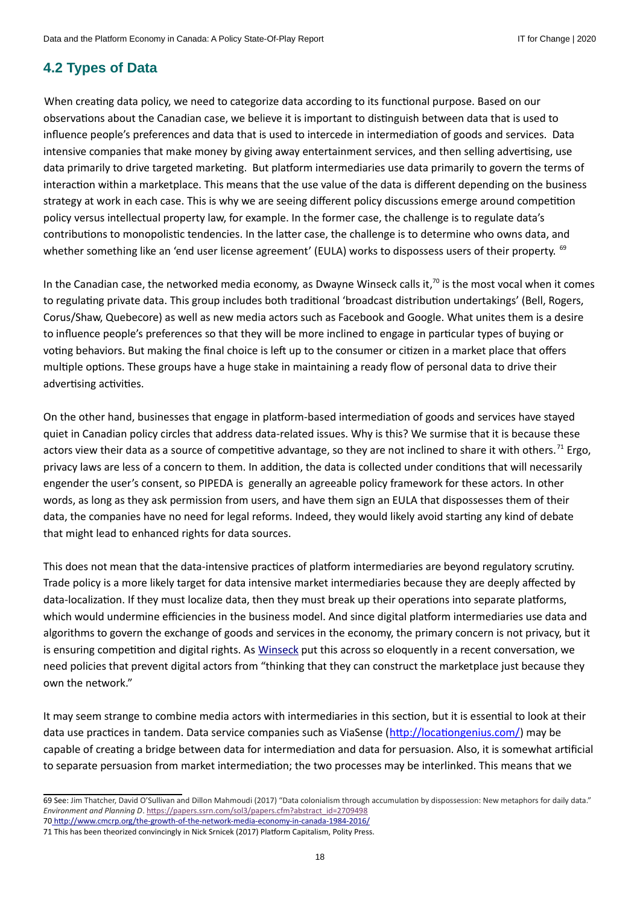## 4.2 Types of Data

When creating data policy, we need to categorize data according to its functional purpose. Based on our observations about the Canadian case, we believe it is important to distinguish between data that is used to influence people's preferences and data that is used to intercede in intermediation of goods and services. Data intensive companies that make money by giving away entertainment services, and then selling advertising, use data primarily to drive targeted marketing. But platform intermediaries use data primarily to govern the terms of interaction within a marketplace. This means that the use value of the data is different depending on the business strategy at work in each case. This is why we are seeing different policy discussions emerge around competition policy versus intellectual property law, for example. In the former case, the challenge is to regulate data's contributions to monopolistic tendencies. In the latter case, the challenge is to determine who owns data, and whether something like an 'end user license agreement' (EULA) works to dispossess users of their property. [69]

In the Canadian case, the networked media economy, as Dwayne Winseck calls it,[70] is the most vocal when it comes to regulating private data. This group includes both traditional 'broadcast distribution undertakings' (Bell, Rogers, Corus/Shaw, Quebecore) as well as new media actors such as Facebook and Google. What unites them is a desire to influence people's preferences so that they will be more inclined to engage in particular types of buying or voting behaviors. But making the final choice is left up to the consumer or citizen in a market place that offers multiple options. These groups have a huge stake in maintaining a ready flow of personal data to drive their advertising activities.

On the other hand, businesses that engage in platform-based intermediation of goods and services have stayed quiet in Canadian policy circles that address data-related issues. Why is this? We surmise that it is because these actors view their data as a source of competitive advantage, so they are not inclined to share it with others.[71] Ergo, privacy laws are less of a concern to them. In addition, the data is collected under conditions that will necessarily engender the user's consent, so PIPEDA is generally an agreeable policy framework for these actors. In other words, as long as they ask permission from users, and have them sign an EULA that dispossesses them of their data, the companies have no need for legal reforms. Indeed, they would likely avoid starting any kind of debate that might lead to enhanced rights for data sources.

This does not mean that the data-intensive practices of platform intermediaries are beyond regulatory scrutiny. Trade policy is a more likely target for data intensive market intermediaries because they are deeply affected by data-localization. If they must localize data, then they must break up their operations into separate platforms, which would undermine efficiencies in the business model. And since digital platform intermediaries use data and algorithms to govern the exchange of goods and services in the economy, the primary concern is not privacy, but it is ensuring competition and digital rights. As Winseck put this across so eloquently in a recent conversation, we need policies that prevent digital actors from "thinking that they can construct the marketplace just because they own the network."

It may seem strange to combine media actors with intermediaries in this section, but it is essential to look at their data use practices in tandem. Data service companies such as ViaSense (http://locationgenius.com/) may be capable of creating a bridge between data for intermediation and data for persuasion. Also, it is somewhat artificial to separate persuasion from market intermediation; the two processes may be interlinked. This means that we

---

69 See: Jim Thatcher, David O'Sullivan and Dillon Mahmoudi (2017) "Data colonialism through accumulation by dispossession: New metaphors for daily data." *Environment and Planning D*. https://papers.ssrn.com/sol3/papers.cfm?abstract_id=2709498

70 http://www.cmcrp.org/the-growth-of-the-network-media-economy-in-canada-1984-2016/

71 This has been theorized convincingly in Nick Srnicek (2017) Platform Capitalism, Polity Press.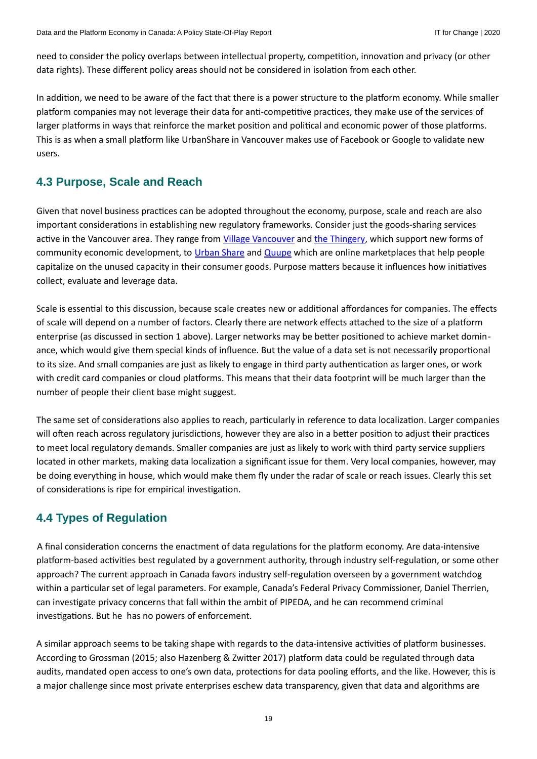need to consider the policy overlaps between intellectual property, competition, innovation and privacy (or other data rights). These different policy areas should not be considered in isolation from each other.

In addition, we need to be aware of the fact that there is a power structure to the platform economy. While smaller platform companies may not leverage their data for anti-competitive practices, they make use of the services of larger platforms in ways that reinforce the market position and political and economic power of those platforms. This is as when a small platform like UrbanShare in Vancouver makes use of Facebook or Google to validate new users.

## 4.3 Purpose, Scale and Reach

Given that novel business practices can be adopted throughout the economy, purpose, scale and reach are also important considerations in establishing new regulatory frameworks. Consider just the goods-sharing services active in the Vancouver area. They range from Village Vancouver and the Thingery, which support new forms of community economic development, to Urban Share and Quupe which are online marketplaces that help people capitalize on the unused capacity in their consumer goods. Purpose matters because it influences how initiatives collect, evaluate and leverage data.

Scale is essential to this discussion, because scale creates new or additional affordances for companies. The effects of scale will depend on a number of factors. Clearly there are network effects attached to the size of a platform enterprise (as discussed in section 1 above). Larger networks may be better positioned to achieve market dominance, which would give them special kinds of influence. But the value of a data set is not necessarily proportional to its size. And small companies are just as likely to engage in third party authentication as larger ones, or work with credit card companies or cloud platforms. This means that their data footprint will be much larger than the number of people their client base might suggest.

The same set of considerations also applies to reach, particularly in reference to data localization. Larger companies will often reach across regulatory jurisdictions, however they are also in a better position to adjust their practices to meet local regulatory demands. Smaller companies are just as likely to work with third party service suppliers located in other markets, making data localization a significant issue for them. Very local companies, however, may be doing everything in house, which would make them fly under the radar of scale or reach issues. Clearly this set of considerations is ripe for empirical investigation.

## 4.4 Types of Regulation

A final consideration concerns the enactment of data regulations for the platform economy. Are data-intensive platform-based activities best regulated by a government authority, through industry self-regulation, or some other approach? The current approach in Canada favors industry self-regulation overseen by a government watchdog within a particular set of legal parameters. For example, Canada's Federal Privacy Commissioner, Daniel Therrien, can investigate privacy concerns that fall within the ambit of PIPEDA, and he can recommend criminal investigations. But he has no powers of enforcement.

A similar approach seems to be taking shape with regards to the data-intensive activities of platform businesses. According to Grossman (2015; also Hazenberg & Zwitter 2017) platform data could be regulated through data audits, mandated open access to one's own data, protections for data pooling efforts, and the like. However, this is a major challenge since most private enterprises eschew data transparency, given that data and algorithms are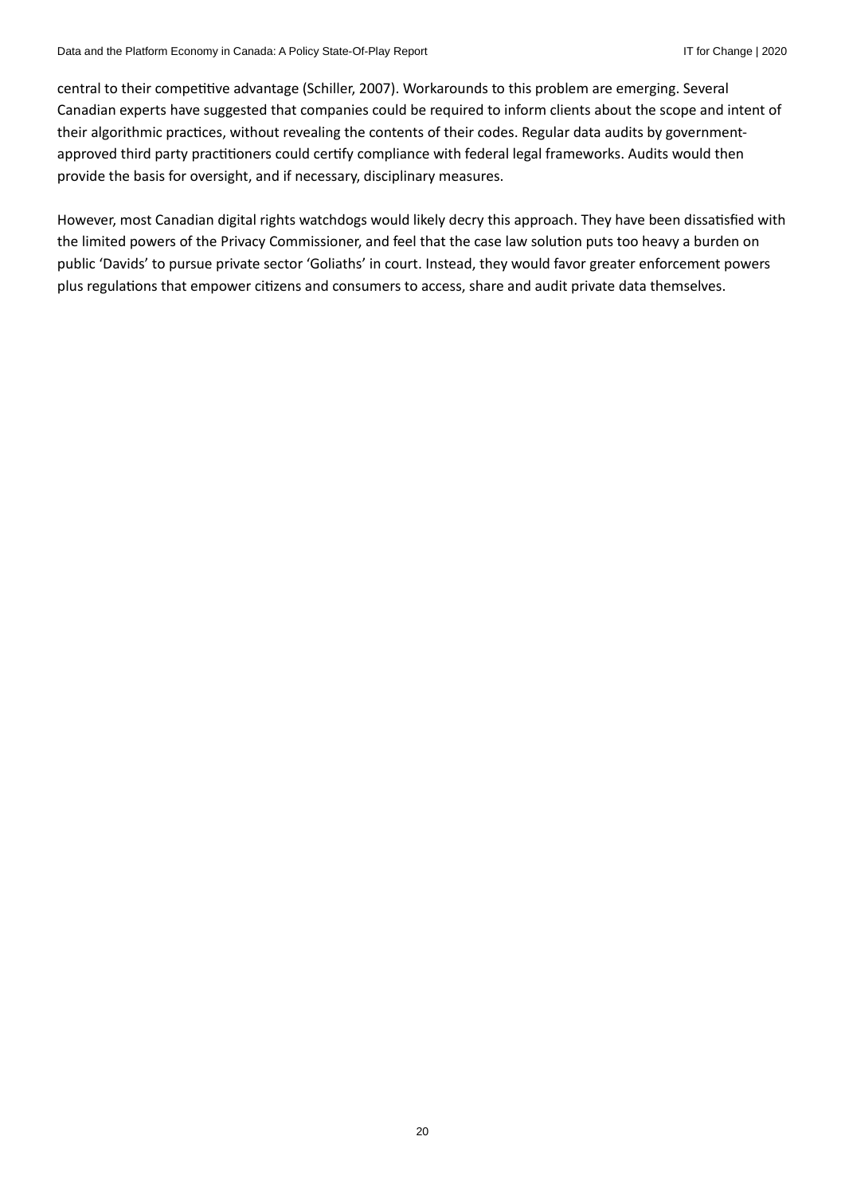central to their competitive advantage (Schiller, 2007). Workarounds to this problem are emerging. Several Canadian experts have suggested that companies could be required to inform clients about the scope and intent of their algorithmic practices, without revealing the contents of their codes. Regular data audits by government-approved third party practitioners could certify compliance with federal legal frameworks. Audits would then provide the basis for oversight, and if necessary, disciplinary measures.

However, most Canadian digital rights watchdogs would likely decry this approach. They have been dissatisfied with the limited powers of the Privacy Commissioner, and feel that the case law solution puts too heavy a burden on public 'Davids' to pursue private sector 'Goliaths' in court. Instead, they would favor greater enforcement powers plus regulations that empower citizens and consumers to access, share and audit private data themselves.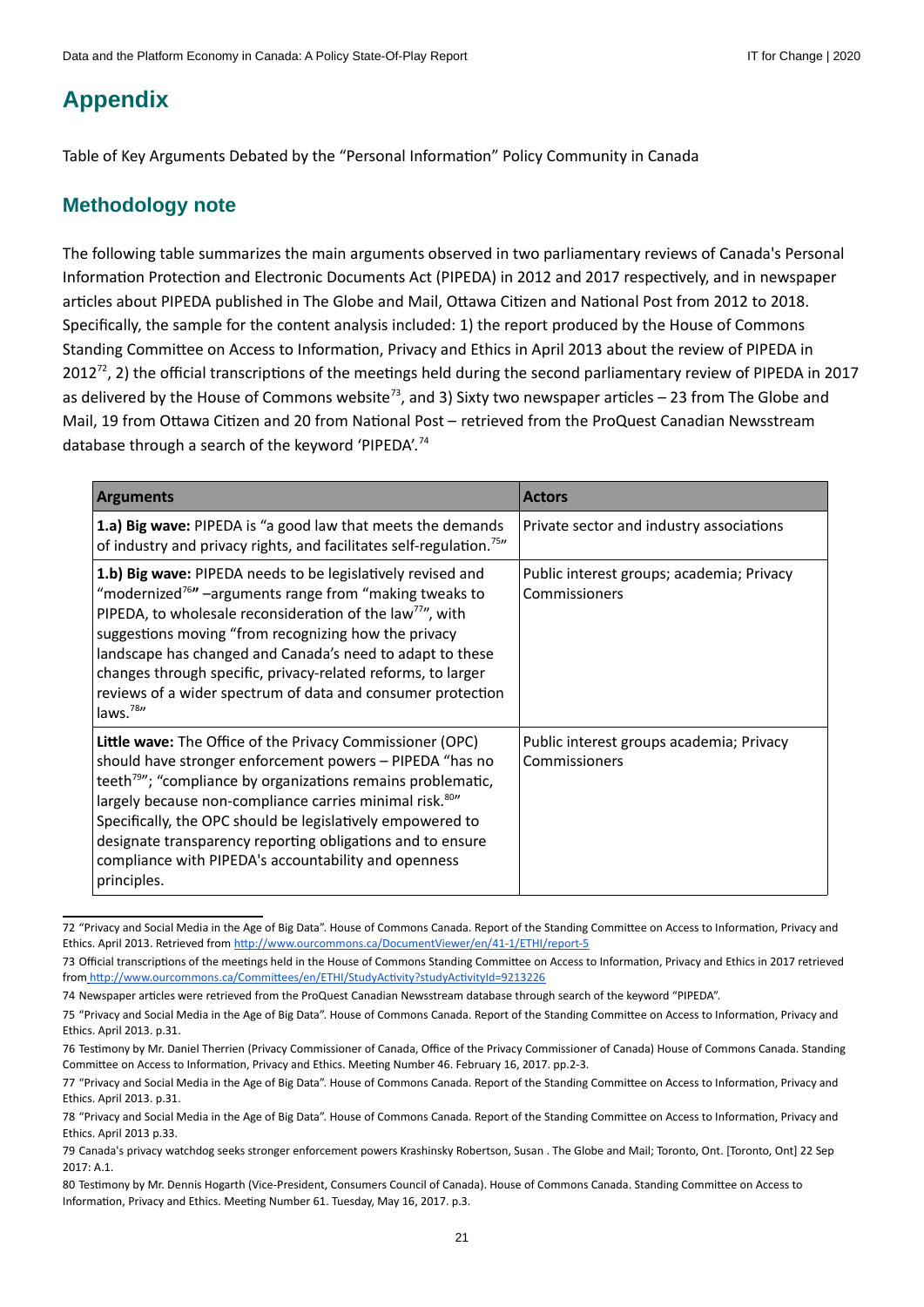# Appendix

Table of Key Arguments Debated by the "Personal Information" Policy Community in Canada

## Methodology note

The following table summarizes the main arguments observed in two parliamentary reviews of Canada's Personal Information Protection and Electronic Documents Act (PIPEDA) in 2012 and 2017 respectively, and in newspaper articles about PIPEDA published in The Globe and Mail, Ottawa Citizen and National Post from 2012 to 2018. Specifically, the sample for the content analysis included: 1) the report produced by the House of Commons Standing Committee on Access to Information, Privacy and Ethics in April 2013 about the review of PIPEDA in 2012[72], 2) the official transcriptions of the meetings held during the second parliamentary review of PIPEDA in 2017 as delivered by the House of Commons website[73], and 3) Sixty two newspaper articles – 23 from The Globe and Mail, 19 from Ottawa Citizen and 20 from National Post – retrieved from the ProQuest Canadian Newsstream database through a search of the keyword 'PIPEDA'.[74]

| Arguments | Actors |
|---|---|
| **1.a) Big wave:** PIPEDA is "a good law that meets the demands of industry and privacy rights, and facilitates self-regulation.[75]" | Private sector and industry associations |
| **1.b) Big wave:** PIPEDA needs to be legislatively revised and "modernized[76]**"** –arguments range from "making tweaks to PIPEDA, to wholesale reconsideration of the law[77]", with suggestions moving "from recognizing how the privacy landscape has changed and Canada's need to adapt to these changes through specific, privacy-related reforms, to larger reviews of a wider spectrum of data and consumer protection laws.[78]" | Public interest groups; academia; Privacy Commissioners |
| **Little wave:** The Office of the Privacy Commissioner (OPC) should have stronger enforcement powers – PIPEDA "has no teeth[79]"; "compliance by organizations remains problematic, largely because non-compliance carries minimal risk.[80]" Specifically, the OPC should be legislatively empowered to designate transparency reporting obligations and to ensure compliance with PIPEDA's accountability and openness principles. | Public interest groups academia; Privacy Commissioners |

72 "Privacy and Social Media in the Age of Big Data". House of Commons Canada. Report of the Standing Committee on Access to Information, Privacy and Ethics. April 2013. Retrieved from http://www.ourcommons.ca/DocumentViewer/en/41-1/ETHI/report-5

73 Official transcriptions of the meetings held in the House of Commons Standing Committee on Access to Information, Privacy and Ethics in 2017 retrieved from http://www.ourcommons.ca/Committees/en/ETHI/StudyActivity?studyActivityId=9213226

74 Newspaper articles were retrieved from the ProQuest Canadian Newsstream database through search of the keyword "PIPEDA".

75 "Privacy and Social Media in the Age of Big Data". House of Commons Canada. Report of the Standing Committee on Access to Information, Privacy and Ethics. April 2013. p.31.

76 Testimony by Mr. Daniel Therrien (Privacy Commissioner of Canada, Office of the Privacy Commissioner of Canada) House of Commons Canada. Standing Committee on Access to Information, Privacy and Ethics. Meeting Number 46. February 16, 2017. pp.2-3.

77 "Privacy and Social Media in the Age of Big Data". House of Commons Canada. Report of the Standing Committee on Access to Information, Privacy and Ethics. April 2013. p.31.

78 "Privacy and Social Media in the Age of Big Data". House of Commons Canada. Report of the Standing Committee on Access to Information, Privacy and Ethics. April 2013 p.33.

79 Canada's privacy watchdog seeks stronger enforcement powers Krashinsky Robertson, Susan . The Globe and Mail; Toronto, Ont. [Toronto, Ont] 22 Sep 2017: A.1.

80 Testimony by Mr. Dennis Hogarth (Vice-President, Consumers Council of Canada). House of Commons Canada. Standing Committee on Access to Information, Privacy and Ethics. Meeting Number 61. Tuesday, May 16, 2017. p.3.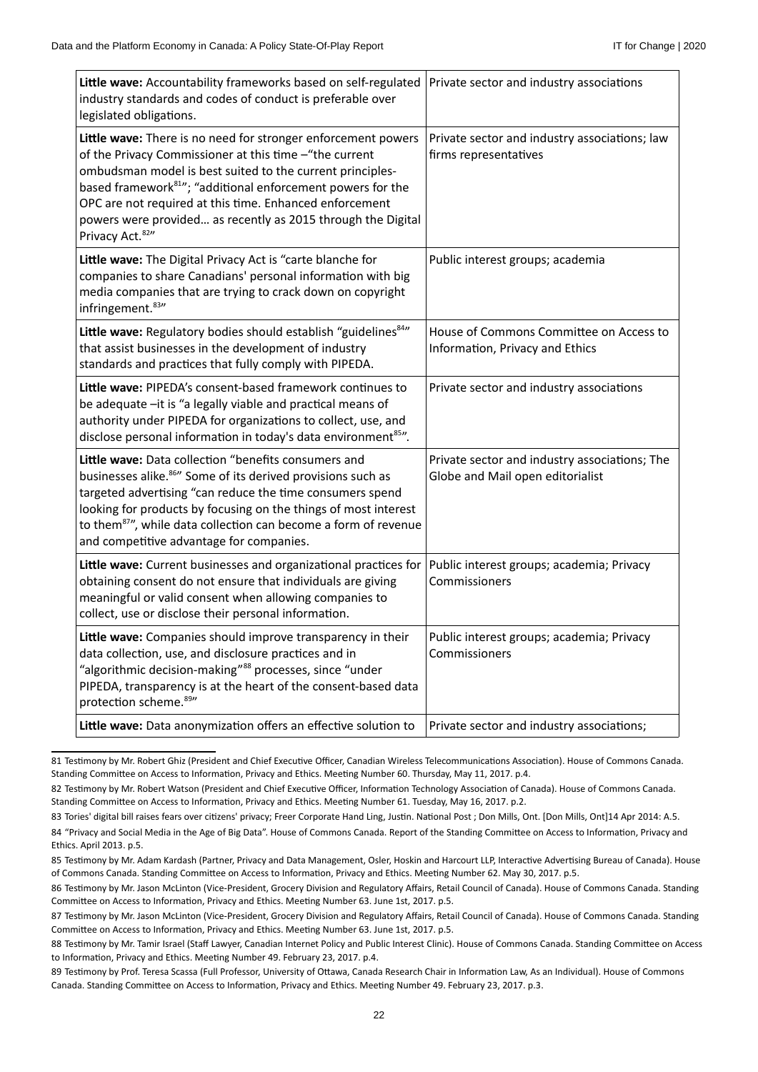| | |
|---|---|
| **Little wave:** Accountability frameworks based on self-regulated industry standards and codes of conduct is preferable over legislated obligations. | Private sector and industry associations |
| **Little wave:** There is no need for stronger enforcement powers of the Privacy Commissioner at this time –"the current ombudsman model is best suited to the current principles-based framework[81]"; "additional enforcement powers for the OPC are not required at this time. Enhanced enforcement powers were provided… as recently as 2015 through the Digital Privacy Act.[82]" | Private sector and industry associations; law firms representatives |
| **Little wave:** The Digital Privacy Act is "carte blanche for companies to share Canadians' personal information with big media companies that are trying to crack down on copyright infringement.[83]" | Public interest groups; academia |
| **Little wave:** Regulatory bodies should establish "guidelines[84]" that assist businesses in the development of industry standards and practices that fully comply with PIPEDA. | House of Commons Committee on Access to Information, Privacy and Ethics |
| **Little wave:** PIPEDA's consent-based framework continues to be adequate –it is "a legally viable and practical means of authority under PIPEDA for organizations to collect, use, and disclose personal information in today's data environment[85]". | Private sector and industry associations |
| **Little wave:** Data collection "benefits consumers and businesses alike.[86]" Some of its derived provisions such as targeted advertising "can reduce the time consumers spend looking for products by focusing on the things of most interest to them[87]", while data collection can become a form of revenue and competitive advantage for companies. | Private sector and industry associations; The Globe and Mail open editorialist |
| **Little wave:** Current businesses and organizational practices for obtaining consent do not ensure that individuals are giving meaningful or valid consent when allowing companies to collect, use or disclose their personal information. | Public interest groups; academia; Privacy Commissioners |
| **Little wave:** Companies should improve transparency in their data collection, use, and disclosure practices and in "algorithmic decision-making"[88] processes, since "under PIPEDA, transparency is at the heart of the consent-based data protection scheme.[89]" | Public interest groups; academia; Privacy Commissioners |
| **Little wave:** Data anonymization offers an effective solution to | Private sector and industry associations; |

81 Testimony by Mr. Robert Ghiz (President and Chief Executive Officer, Canadian Wireless Telecommunications Association). House of Commons Canada. Standing Committee on Access to Information, Privacy and Ethics. Meeting Number 60. Thursday, May 11, 2017. p.4.

82 Testimony by Mr. Robert Watson (President and Chief Executive Officer, Information Technology Association of Canada). House of Commons Canada. Standing Committee on Access to Information, Privacy and Ethics. Meeting Number 61. Tuesday, May 16, 2017. p.2.

83 Tories' digital bill raises fears over citizens' privacy; Freer Corporate Hand Ling, Justin. National Post ; Don Mills, Ont. [Don Mills, Ont]14 Apr 2014: A.5.

84 "Privacy and Social Media in the Age of Big Data". House of Commons Canada. Report of the Standing Committee on Access to Information, Privacy and Ethics. April 2013. p.5.

85 Testimony by Mr. Adam Kardash (Partner, Privacy and Data Management, Osler, Hoskin and Harcourt LLP, Interactive Advertising Bureau of Canada). House of Commons Canada. Standing Committee on Access to Information, Privacy and Ethics. Meeting Number 62. May 30, 2017. p.5.

86 Testimony by Mr. Jason McLinton (Vice-President, Grocery Division and Regulatory Affairs, Retail Council of Canada). House of Commons Canada. Standing Committee on Access to Information, Privacy and Ethics. Meeting Number 63. June 1st, 2017. p.5.

87 Testimony by Mr. Jason McLinton (Vice-President, Grocery Division and Regulatory Affairs, Retail Council of Canada). House of Commons Canada. Standing Committee on Access to Information, Privacy and Ethics. Meeting Number 63. June 1st, 2017. p.5.

88 Testimony by Mr. Tamir Israel (Staff Lawyer, Canadian Internet Policy and Public Interest Clinic). House of Commons Canada. Standing Committee on Access to Information, Privacy and Ethics. Meeting Number 49. February 23, 2017. p.4.

89 Testimony by Prof. Teresa Scassa (Full Professor, University of Ottawa, Canada Research Chair in Information Law, As an Individual). House of Commons Canada. Standing Committee on Access to Information, Privacy and Ethics. Meeting Number 49. February 23, 2017. p.3.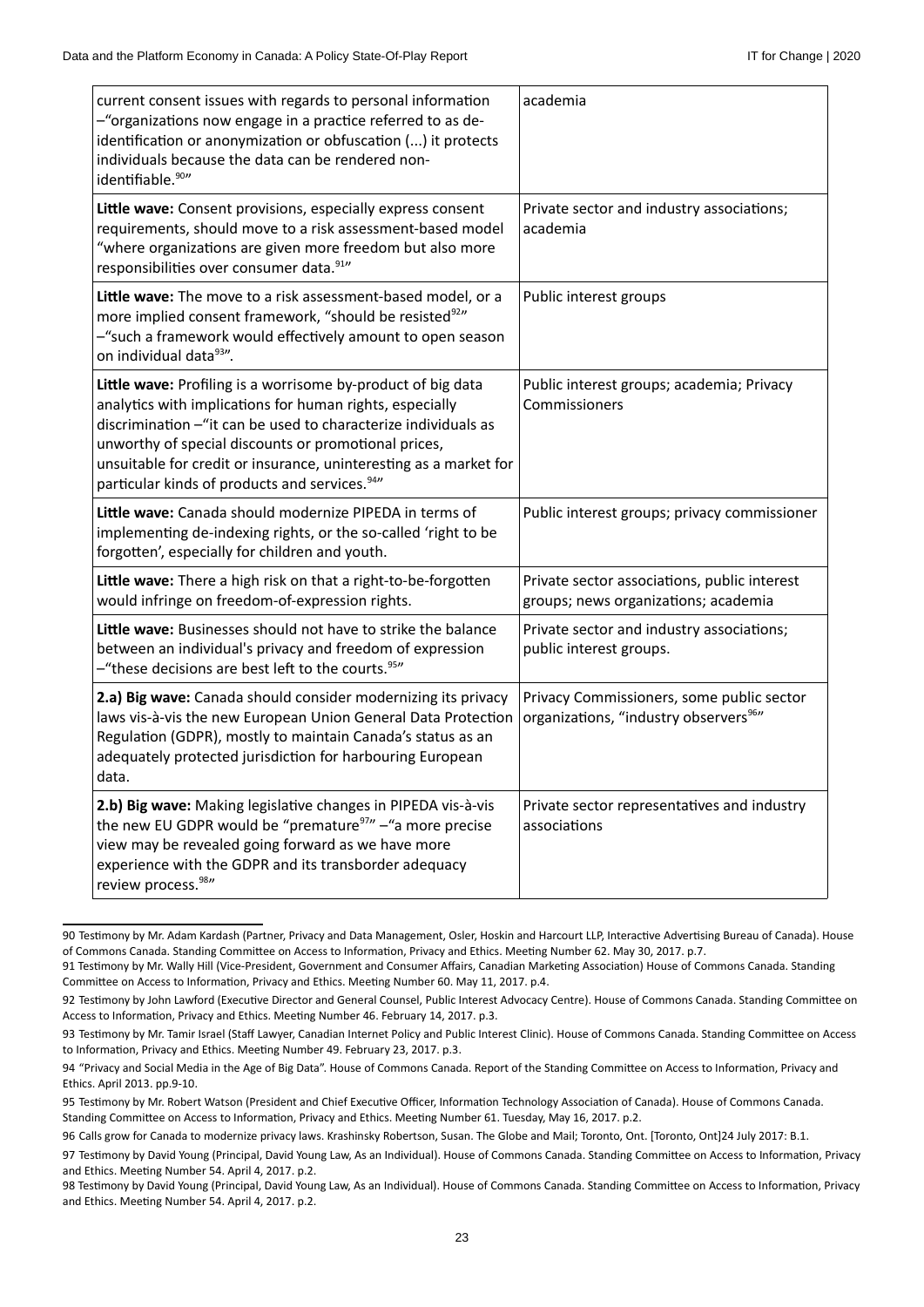| | |
|---|---|
| current consent issues with regards to personal information –"organizations now engage in a practice referred to as de-identification or anonymization or obfuscation (...) it protects individuals because the data can be rendered non-identifiable.[90]" | academia |
| **Little wave:** Consent provisions, especially express consent requirements, should move to a risk assessment-based model "where organizations are given more freedom but also more responsibilities over consumer data.[91]" | Private sector and industry associations; academia |
| **Little wave:** The move to a risk assessment-based model, or a more implied consent framework, "should be resisted[92]" –"such a framework would effectively amount to open season on individual data[93]". | Public interest groups |
| **Little wave:** Profiling is a worrisome by-product of big data analytics with implications for human rights, especially discrimination –"it can be used to characterize individuals as unworthy of special discounts or promotional prices, unsuitable for credit or insurance, uninteresting as a market for particular kinds of products and services.[94]" | Public interest groups; academia; Privacy Commissioners |
| **Little wave:** Canada should modernize PIPEDA in terms of implementing de-indexing rights, or the so-called 'right to be forgotten', especially for children and youth. | Public interest groups; privacy commissioner |
| **Little wave:** There a high risk on that a right-to-be-forgotten would infringe on freedom-of-expression rights. | Private sector associations, public interest groups; news organizations; academia |
| **Little wave:** Businesses should not have to strike the balance between an individual's privacy and freedom of expression –"these decisions are best left to the courts.[95]" | Private sector and industry associations; public interest groups. |
| **2.a) Big wave:** Canada should consider modernizing its privacy laws vis-à-vis the new European Union General Data Protection Regulation (GDPR), mostly to maintain Canada's status as an adequately protected jurisdiction for harbouring European data. | Privacy Commissioners, some public sector organizations, "industry observers[96]" |
| **2.b) Big wave:** Making legislative changes in PIPEDA vis-à-vis the new EU GDPR would be "premature[97]" –"a more precise view may be revealed going forward as we have more experience with the GDPR and its transborder adequacy review process.[98]" | Private sector representatives and industry associations |

90 Testimony by Mr. Adam Kardash (Partner, Privacy and Data Management, Osler, Hoskin and Harcourt LLP, Interactive Advertising Bureau of Canada). House of Commons Canada. Standing Committee on Access to Information, Privacy and Ethics. Meeting Number 62. May 30, 2017. p.7.

91 Testimony by Mr. Wally Hill (Vice-President, Government and Consumer Affairs, Canadian Marketing Association) House of Commons Canada. Standing Committee on Access to Information, Privacy and Ethics. Meeting Number 60. May 11, 2017. p.4.

92 Testimony by John Lawford (Executive Director and General Counsel, Public Interest Advocacy Centre). House of Commons Canada. Standing Committee on Access to Information, Privacy and Ethics. Meeting Number 46. February 14, 2017. p.3.

93 Testimony by Mr. Tamir Israel (Staff Lawyer, Canadian Internet Policy and Public Interest Clinic). House of Commons Canada. Standing Committee on Access to Information, Privacy and Ethics. Meeting Number 49. February 23, 2017. p.3.

94 "Privacy and Social Media in the Age of Big Data". House of Commons Canada. Report of the Standing Committee on Access to Information, Privacy and Ethics. April 2013. pp.9-10.

95 Testimony by Mr. Robert Watson (President and Chief Executive Officer, Information Technology Association of Canada). House of Commons Canada. Standing Committee on Access to Information, Privacy and Ethics. Meeting Number 61. Tuesday, May 16, 2017. p.2.

96 Calls grow for Canada to modernize privacy laws. Krashinsky Robertson, Susan. The Globe and Mail; Toronto, Ont. [Toronto, Ont]24 July 2017: B.1.

97 Testimony by David Young (Principal, David Young Law, As an Individual). House of Commons Canada. Standing Committee on Access to Information, Privacy and Ethics. Meeting Number 54. April 4, 2017. p.2.

98 Testimony by David Young (Principal, David Young Law, As an Individual). House of Commons Canada. Standing Committee on Access to Information, Privacy and Ethics. Meeting Number 54. April 4, 2017. p.2.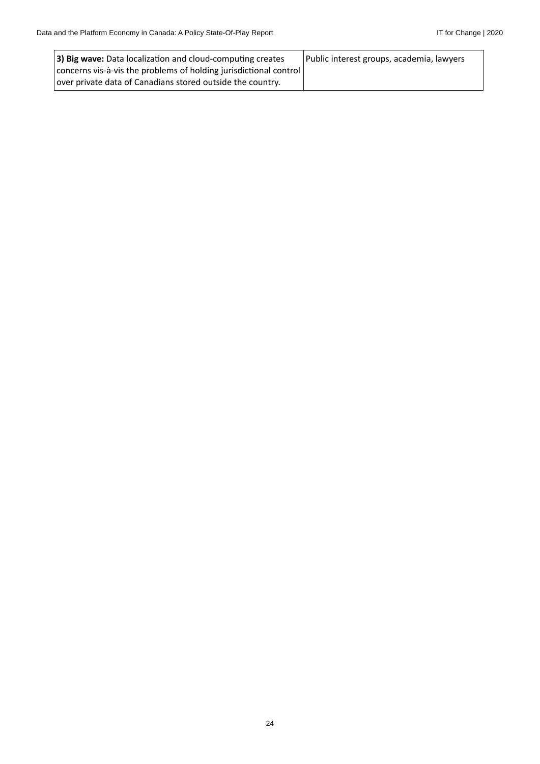| | |
|---|---|
| **3) Big wave:** Data localization and cloud-computing creates concerns vis-à-vis the problems of holding jurisdictional control over private data of Canadians stored outside the country. | Public interest groups, academia, lawyers |